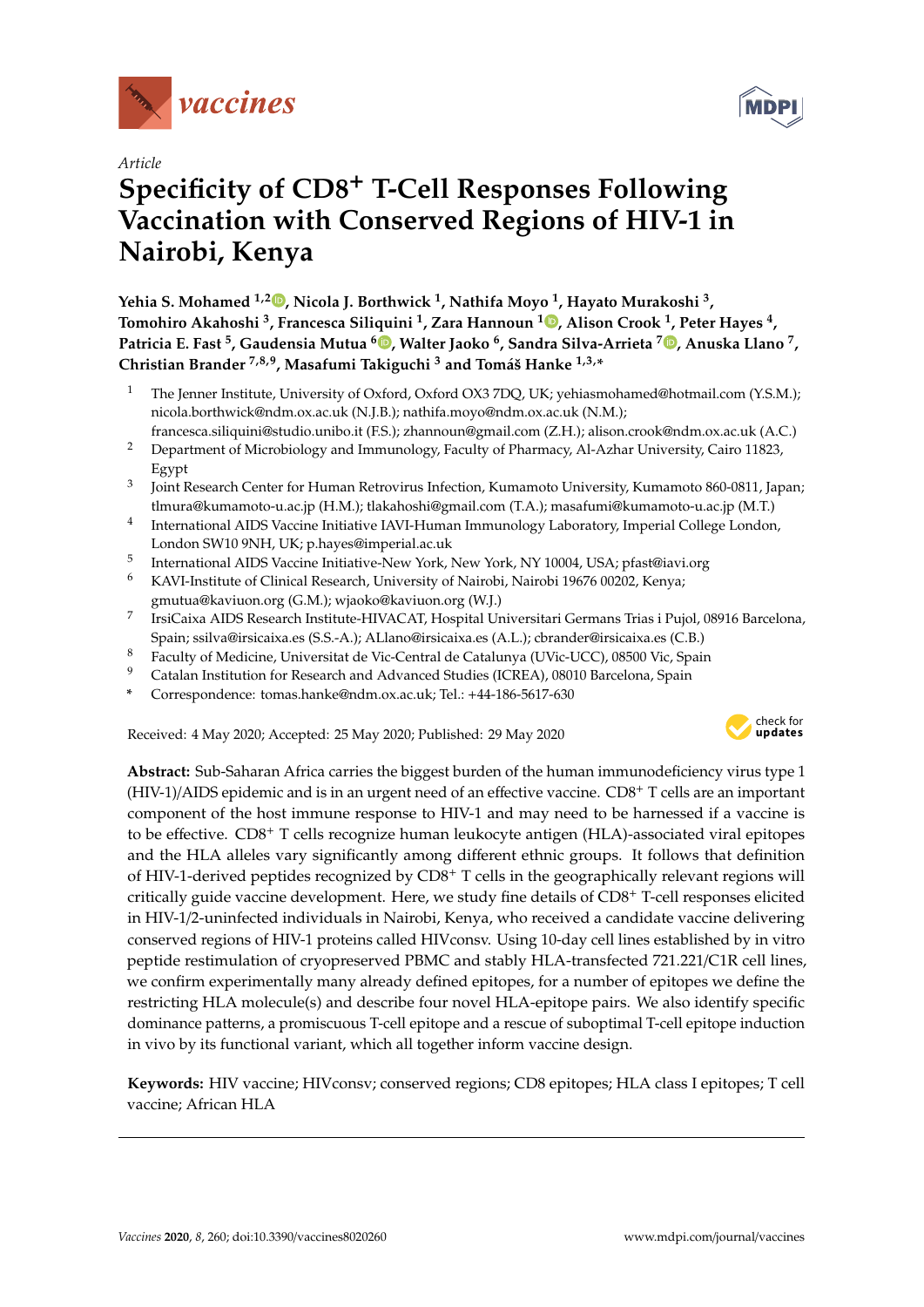*Article*

# Specificity of CD8[+] T-Cell Responses Following Vaccination with Conserved Regions of HIV-1 in Nairobi, Kenya

**Yehia S. Mohamed [1,2], Nicola J. Borthwick [1], Nathifa Moyo [1], Hayato Murakoshi [3], Tomohiro Akahoshi [3], Francesca Siliquini [1], Zara Hannoun [1], Alison Crook [1], Peter Hayes [4], Patricia E. Fast [5], Gaudensia Mutua [6], Walter Jaoko [6], Sandra Silva-Arrieta [7], Anuska Llano [7], Christian Brander [7,8,9], Masafumi Takiguchi [3] and Tomáš Hanke [1,3,*]**

1. The Jenner Institute, University of Oxford, Oxford OX3 7DQ, UK; yehiasmohamed@hotmail.com (Y.S.M.); nicola.borthwick@ndm.ox.ac.uk (N.J.B.); nathifa.moyo@ndm.ox.ac.uk (N.M.); francesca.siliquini@studio.unibo.it (F.S.); zhannoun@gmail.com (Z.H.); alison.crook@ndm.ox.ac.uk (A.C.)
2. Department of Microbiology and Immunology, Faculty of Pharmacy, Al-Azhar University, Cairo 11823, Egypt
3. Joint Research Center for Human Retrovirus Infection, Kumamoto University, Kumamoto 860-0811, Japan; tlmura@kumamoto-u.ac.jp (H.M.); tlakahoshi@gmail.com (T.A.); masafumi@kumamoto-u.ac.jp (M.T.)
4. International AIDS Vaccine Initiative IAVI-Human Immunology Laboratory, Imperial College London, London SW10 9NH, UK; p.hayes@imperial.ac.uk
5. International AIDS Vaccine Initiative-New York, New York, NY 10004, USA; pfast@iavi.org
6. KAVI-Institute of Clinical Research, University of Nairobi, Nairobi 19676 00202, Kenya; gmutua@kaviuon.org (G.M.); wjaoko@kaviuon.org (W.J.)
7. IrsiCaixa AIDS Research Institute-HIVACAT, Hospital Universitari Germans Trias i Pujol, 08916 Barcelona, Spain; ssilva@irsicaixa.es (S.S.-A.); ALlano@irsicaixa.es (A.L.); cbrander@irsicaixa.es (C.B.)
8. Faculty of Medicine, Universitat de Vic-Central de Catalunya (UVic-UCC), 08500 Vic, Spain
9. Catalan Institution for Research and Advanced Studies (ICREA), 08010 Barcelona, Spain

\* Correspondence: tomas.hanke@ndm.ox.ac.uk; Tel.: +44-186-5617-630

Received: 4 May 2020; Accepted: 25 May 2020; Published: 29 May 2020

**Abstract:** Sub-Saharan Africa carries the biggest burden of the human immunodeficiency virus type 1 (HIV-1)/AIDS epidemic and is in an urgent need of an effective vaccine. CD8[+] T cells are an important component of the host immune response to HIV-1 and may need to be harnessed if a vaccine is to be effective. CD8[+] T cells recognize human leukocyte antigen (HLA)-associated viral epitopes and the HLA alleles vary significantly among different ethnic groups. It follows that definition of HIV-1-derived peptides recognized by CD8[+] T cells in the geographically relevant regions will critically guide vaccine development. Here, we study fine details of CD8[+] T-cell responses elicited in HIV-1/2-uninfected individuals in Nairobi, Kenya, who received a candidate vaccine delivering conserved regions of HIV-1 proteins called HIVconsv. Using 10-day cell lines established by in vitro peptide restimulation of cryopreserved PBMC and stably HLA-transfected 721.221/C1R cell lines, we confirm experimentally many already defined epitopes, for a number of epitopes we define the restricting HLA molecule(s) and describe four novel HLA-epitope pairs. We also identify specific dominance patterns, a promiscuous T-cell epitope and a rescue of suboptimal T-cell epitope induction in vivo by its functional variant, which all together inform vaccine design.

**Keywords:** HIV vaccine; HIVconsv; conserved regions; CD8 epitopes; HLA class I epitopes; T cell vaccine; African HLA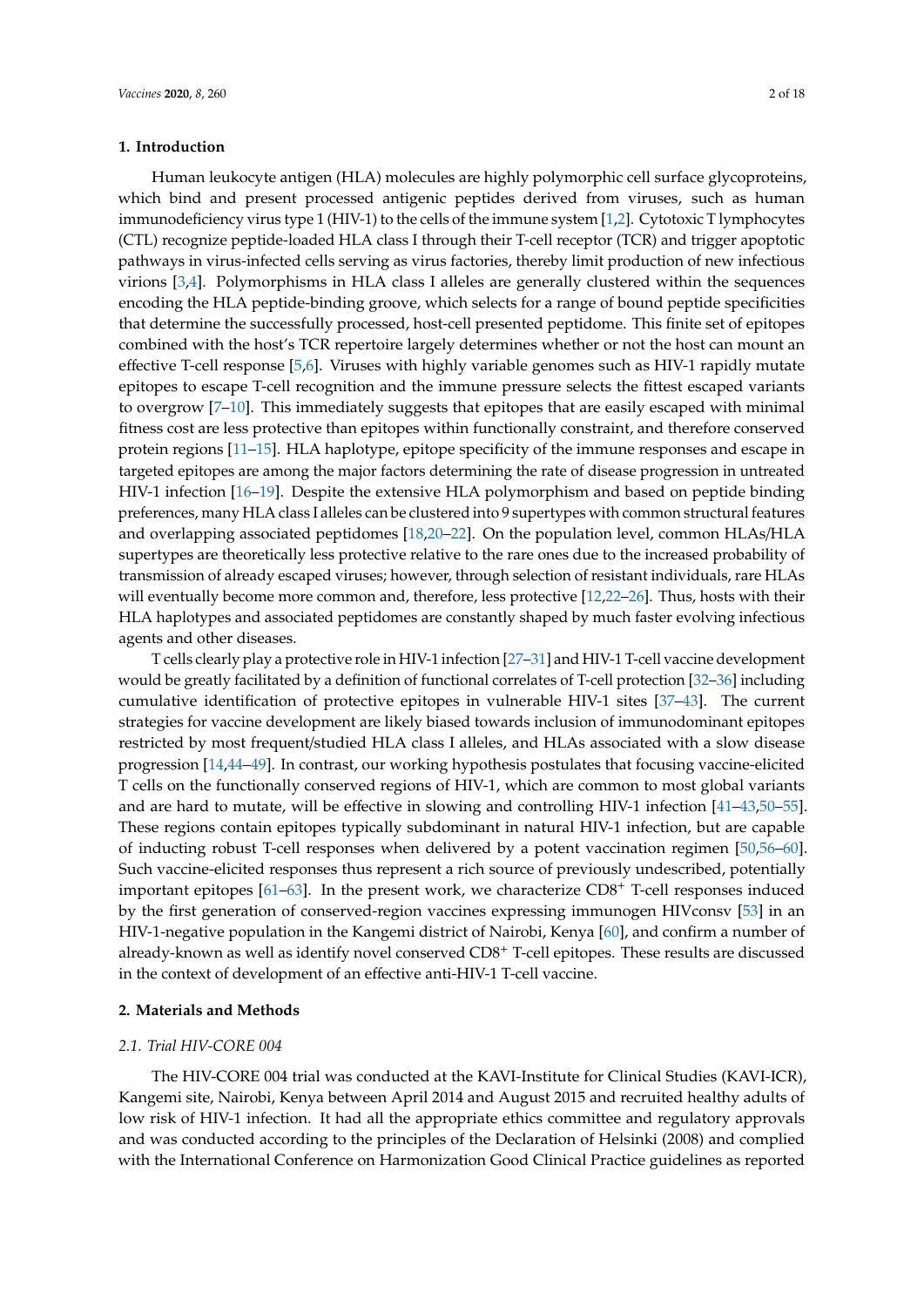## 1. Introduction

Human leukocyte antigen (HLA) molecules are highly polymorphic cell surface glycoproteins, which bind and present processed antigenic peptides derived from viruses, such as human immunodeficiency virus type 1 (HIV-1) to the cells of the immune system [1,2]. Cytotoxic T lymphocytes (CTL) recognize peptide-loaded HLA class I through their T-cell receptor (TCR) and trigger apoptotic pathways in virus-infected cells serving as virus factories, thereby limit production of new infectious virions [3,4]. Polymorphisms in HLA class I alleles are generally clustered within the sequences encoding the HLA peptide-binding groove, which selects for a range of bound peptide specificities that determine the successfully processed, host-cell presented peptidome. This finite set of epitopes combined with the host's TCR repertoire largely determines whether or not the host can mount an effective T-cell response [5,6]. Viruses with highly variable genomes such as HIV-1 rapidly mutate epitopes to escape T-cell recognition and the immune pressure selects the fittest escaped variants to overgrow [7–10]. This immediately suggests that epitopes that are easily escaped with minimal fitness cost are less protective than epitopes within functionally constraint, and therefore conserved protein regions [11–15]. HLA haplotype, epitope specificity of the immune responses and escape in targeted epitopes are among the major factors determining the rate of disease progression in untreated HIV-1 infection [16–19]. Despite the extensive HLA polymorphism and based on peptide binding preferences, many HLA class I alleles can be clustered into 9 supertypes with common structural features and overlapping associated peptidomes [18,20–22]. On the population level, common HLAs/HLA supertypes are theoretically less protective relative to the rare ones due to the increased probability of transmission of already escaped viruses; however, through selection of resistant individuals, rare HLAs will eventually become more common and, therefore, less protective [12,22–26]. Thus, hosts with their HLA haplotypes and associated peptidomes are constantly shaped by much faster evolving infectious agents and other diseases.

T cells clearly play a protective role in HIV-1 infection [27–31] and HIV-1 T-cell vaccine development would be greatly facilitated by a definition of functional correlates of T-cell protection [32–36] including cumulative identification of protective epitopes in vulnerable HIV-1 sites [37–43]. The current strategies for vaccine development are likely biased towards inclusion of immunodominant epitopes restricted by most frequent/studied HLA class I alleles, and HLAs associated with a slow disease progression [14,44–49]. In contrast, our working hypothesis postulates that focusing vaccine-elicited T cells on the functionally conserved regions of HIV-1, which are common to most global variants and are hard to mutate, will be effective in slowing and controlling HIV-1 infection [41–43,50–55]. These regions contain epitopes typically subdominant in natural HIV-1 infection, but are capable of inducting robust T-cell responses when delivered by a potent vaccination regimen [50,56–60]. Such vaccine-elicited responses thus represent a rich source of previously undescribed, potentially important epitopes [61–63]. In the present work, we characterize CD8$^+$ T-cell responses induced by the first generation of conserved-region vaccines expressing immunogen HIVconsv [53] in an HIV-1-negative population in the Kangemi district of Nairobi, Kenya [60], and confirm a number of already-known as well as identify novel conserved CD8$^+$ T-cell epitopes. These results are discussed in the context of development of an effective anti-HIV-1 T-cell vaccine.

## 2. Materials and Methods

### 2.1. Trial HIV-CORE 004

The HIV-CORE 004 trial was conducted at the KAVI-Institute for Clinical Studies (KAVI-ICR), Kangemi site, Nairobi, Kenya between April 2014 and August 2015 and recruited healthy adults of low risk of HIV-1 infection. It had all the appropriate ethics committee and regulatory approvals and was conducted according to the principles of the Declaration of Helsinki (2008) and complied with the International Conference on Harmonization Good Clinical Practice guidelines as reported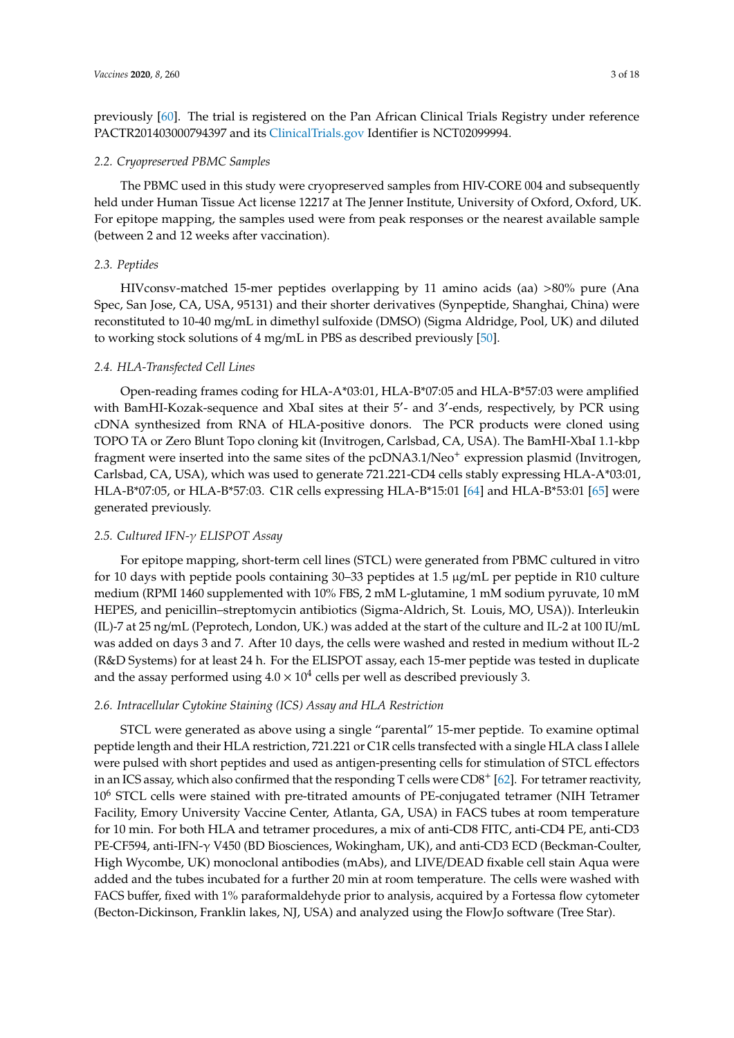previously [60]. The trial is registered on the Pan African Clinical Trials Registry under reference PACTR201403000794397 and its ClinicalTrials.gov Identifier is NCT02099994.

### 2.2. Cryopreserved PBMC Samples

The PBMC used in this study were cryopreserved samples from HIV-CORE 004 and subsequently held under Human Tissue Act license 12217 at The Jenner Institute, University of Oxford, Oxford, UK. For epitope mapping, the samples used were from peak responses or the nearest available sample (between 2 and 12 weeks after vaccination).

### 2.3. Peptides

HIVconsv-matched 15-mer peptides overlapping by 11 amino acids (aa) >80% pure (Ana Spec, San Jose, CA, USA, 95131) and their shorter derivatives (Synpeptide, Shanghai, China) were reconstituted to 10-40 mg/mL in dimethyl sulfoxide (DMSO) (Sigma Aldridge, Pool, UK) and diluted to working stock solutions of 4 mg/mL in PBS as described previously [50].

### 2.4. HLA-Transfected Cell Lines

Open-reading frames coding for HLA-A*03:01, HLA-B*07:05 and HLA-B*57:03 were amplified with BamHI-Kozak-sequence and XbaI sites at their 5′- and 3′-ends, respectively, by PCR using cDNA synthesized from RNA of HLA-positive donors. The PCR products were cloned using TOPO TA or Zero Blunt Topo cloning kit (Invitrogen, Carlsbad, CA, USA). The BamHI-XbaI 1.1-kbp fragment were inserted into the same sites of the pcDNA3.1/Neo$^{+}$ expression plasmid (Invitrogen, Carlsbad, CA, USA), which was used to generate 721.221-CD4 cells stably expressing HLA-A*03:01, HLA-B*07:05, or HLA-B*57:03. C1R cells expressing HLA-B*15:01 [64] and HLA-B*53:01 [65] were generated previously.

### 2.5. Cultured IFN-$\gamma$ ELISPOT Assay

For epitope mapping, short-term cell lines (STCL) were generated from PBMC cultured in vitro for 10 days with peptide pools containing 30–33 peptides at 1.5 μg/mL per peptide in R10 culture medium (RPMI 1460 supplemented with 10% FBS, 2 mM L-glutamine, 1 mM sodium pyruvate, 10 mM HEPES, and penicillin–streptomycin antibiotics (Sigma-Aldrich, St. Louis, MO, USA)). Interleukin (IL)-7 at 25 ng/mL (Peprotech, London, UK.) was added at the start of the culture and IL-2 at 100 IU/mL was added on days 3 and 7. After 10 days, the cells were washed and rested in medium without IL-2 (R&D Systems) for at least 24 h. For the ELISPOT assay, each 15-mer peptide was tested in duplicate and the assay performed using $4.0 \times 10^4$ cells per well as described previously 3.

### 2.6. Intracellular Cytokine Staining (ICS) Assay and HLA Restriction

STCL were generated as above using a single "parental" 15-mer peptide. To examine optimal peptide length and their HLA restriction, 721.221 or C1R cells transfected with a single HLA class I allele were pulsed with short peptides and used as antigen-presenting cells for stimulation of STCL effectors in an ICS assay, which also confirmed that the responding T cells were CD8$^{+}$ [62]. For tetramer reactivity, $10^6$ STCL cells were stained with pre-titrated amounts of PE-conjugated tetramer (NIH Tetramer Facility, Emory University Vaccine Center, Atlanta, GA, USA) in FACS tubes at room temperature for 10 min. For both HLA and tetramer procedures, a mix of anti-CD8 FITC, anti-CD4 PE, anti-CD3 PE-CF594, anti-IFN-$\gamma$ V450 (BD Biosciences, Wokingham, UK), and anti-CD3 ECD (Beckman-Coulter, High Wycombe, UK) monoclonal antibodies (mAbs), and LIVE/DEAD fixable cell stain Aqua were added and the tubes incubated for a further 20 min at room temperature. The cells were washed with FACS buffer, fixed with 1% paraformaldehyde prior to analysis, acquired by a Fortessa flow cytometer (Becton-Dickinson, Franklin lakes, NJ, USA) and analyzed using the FlowJo software (Tree Star).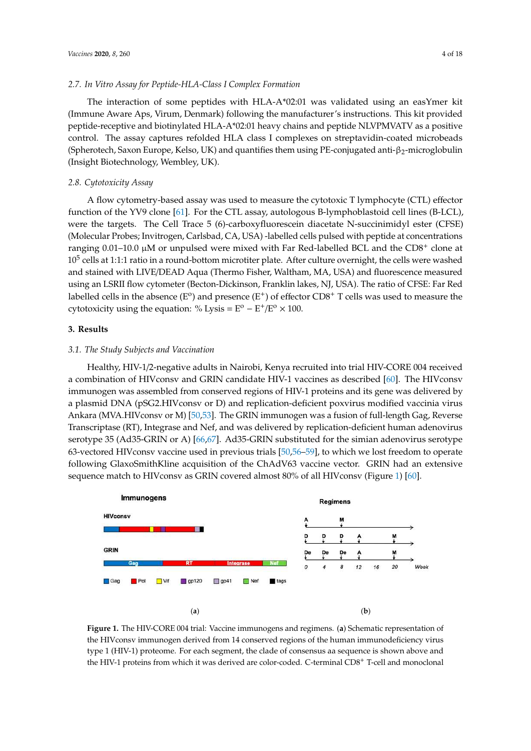### 2.7. In Vitro Assay for Peptide-HLA-Class I Complex Formation

The interaction of some peptides with HLA-A*02:01 was validated using an easYmer kit (Immune Aware Aps, Virum, Denmark) following the manufacturer's instructions. This kit provided peptide-receptive and biotinylated HLA-A*02:01 heavy chains and peptide NLVPMVATV as a positive control. The assay captures refolded HLA class I complexes on streptavidin-coated microbeads (Spherotech, Saxon Europe, Kelso, UK) and quantifies them using PE-conjugated anti-$\beta_2$-microglobulin (Insight Biotechnology, Wembley, UK).

### 2.8. Cytotoxicity Assay

A flow cytometry-based assay was used to measure the cytotoxic T lymphocyte (CTL) effector function of the YV9 clone [61]. For the CTL assay, autologous B-lymphoblastoid cell lines (B-LCL), were the targets. The Cell Trace 5 (6)-carboxyfluorescein diacetate N-succinimidyl ester (CFSE) (Molecular Probes; Invitrogen, Carlsbad, CA, USA) -labelled cells pulsed with peptide at concentrations ranging 0.01–10.0 μM or unpulsed were mixed with Far Red-labelled BCL and the CD8$^+$ clone at $10^5$ cells at 1:1:1 ratio in a round-bottom microtiter plate. After culture overnight, the cells were washed and stained with LIVE/DEAD Aqua (Thermo Fisher, Waltham, MA, USA) and fluorescence measured using an LSRII flow cytometer (Becton-Dickinson, Franklin lakes, NJ, USA). The ratio of CFSE: Far Red labelled cells in the absence ($E^o$) and presence ($E^+$) of effector CD8$^+$ T cells was used to measure the cytotoxicity using the equation: % Lysis = $E^o - E^+/E^o \times 100$.

## 3. Results

### 3.1. The Study Subjects and Vaccination

Healthy, HIV-1/2-negative adults in Nairobi, Kenya recruited into trial HIV-CORE 004 received a combination of HIVconsv and GRIN candidate HIV-1 vaccines as described [60]. The HIVconsv immunogen was assembled from conserved regions of HIV-1 proteins and its gene was delivered by a plasmid DNA (pSG2.HIVconsv or D) and replication-deficient poxvirus modified vaccinia virus Ankara (MVA.HIVconsv or M) [50,53]. The GRIN immunogen was a fusion of full-length Gag, Reverse Transcriptase (RT), Integrase and Nef, and was delivered by replication-deficient human adenovirus serotype 35 (Ad35-GRIN or A) [66,67]. Ad35-GRIN substituted for the simian adenovirus serotype 63-vectored HIVconsv vaccine used in previous trials [50,56–59], to which we lost freedom to operate following GlaxoSmithKline acquisition of the ChAdV63 vaccine vector. GRIN had an extensive sequence match to HIVconsv as GRIN covered almost 80% of all HIVconsv (Figure 1) [60].

**Figure 1.** The HIV-CORE 004 trial: Vaccine immunogens and regimens. (**a**) Schematic representation of the HIVconsv immunogen derived from 14 conserved regions of the human immunodeficiency virus type 1 (HIV-1) proteome. For each segment, the clade of consensus aa sequence is shown above and the HIV-1 proteins from which it was derived are color-coded. C-terminal CD8$^+$ T-cell and monoclonal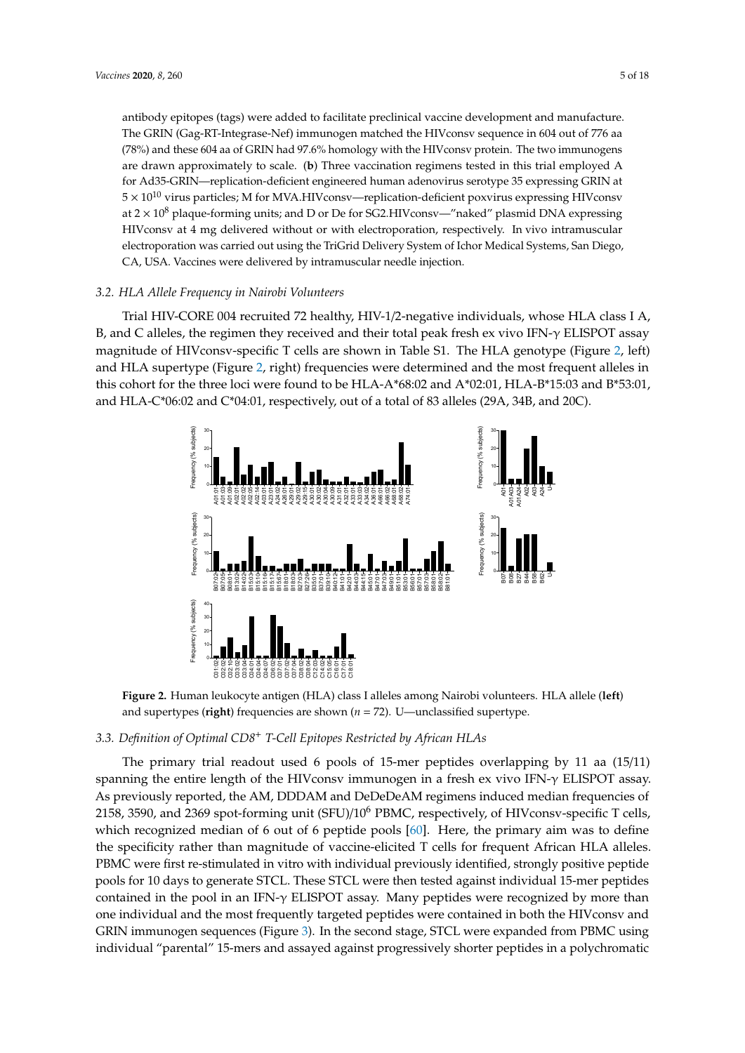antibody epitopes (tags) were added to facilitate preclinical vaccine development and manufacture. The GRIN (Gag-RT-Integrase-Nef) immunogen matched the HIVconsv sequence in 604 out of 776 aa (78%) and these 604 aa of GRIN had 97.6% homology with the HIVconsv protein. The two immunogens are drawn approximately to scale. (**b**) Three vaccination regimens tested in this trial employed A for Ad35-GRIN—replication-deficient engineered human adenovirus serotype 35 expressing GRIN at $5 \times 10^{10}$ virus particles; M for MVA.HIVconsv—replication-deficient poxvirus expressing HIVconsv at $2 \times 10^{8}$ plaque-forming units; and D or De for SG2.HIVconsv—"naked" plasmid DNA expressing HIVconsv at 4 mg delivered without or with electroporation, respectively. In vivo intramuscular electroporation was carried out using the TriGrid Delivery System of Ichor Medical Systems, San Diego, CA, USA. Vaccines were delivered by intramuscular needle injection.

### 3.2. HLA Allele Frequency in Nairobi Volunteers

Trial HIV-CORE 004 recruited 72 healthy, HIV-1/2-negative individuals, whose HLA class I A, B, and C alleles, the regimen they received and their total peak fresh ex vivo IFN-γ ELISPOT assay magnitude of HIVconsv-specific T cells are shown in Table S1. The HLA genotype (Figure 2, left) and HLA supertype (Figure 2, right) frequencies were determined and the most frequent alleles in this cohort for the three loci were found to be HLA-A*68:02 and A*02:01, HLA-B*15:03 and B*53:01, and HLA-C*06:02 and C*04:01, respectively, out of a total of 83 alleles (29A, 34B, and 20C).

**Figure 2.** Human leukocyte antigen (HLA) class I alleles among Nairobi volunteers. HLA allele (**left**) and supertypes (**right**) frequencies are shown ($n$ = 72). U—unclassified supertype.

### 3.3. Definition of Optimal CD8+ T-Cell Epitopes Restricted by African HLAs

The primary trial readout used 6 pools of 15-mer peptides overlapping by 11 aa (15/11) spanning the entire length of the HIVconsv immunogen in a fresh ex vivo IFN-γ ELISPOT assay. As previously reported, the AM, DDDAM and DeDeDeAM regimens induced median frequencies of 2158, 3590, and 2369 spot-forming unit (SFU)/$10^6$ PBMC, respectively, of HIVconsv-specific T cells, which recognized median of 6 out of 6 peptide pools [60]. Here, the primary aim was to define the specificity rather than magnitude of vaccine-elicited T cells for frequent African HLA alleles. PBMC were first re-stimulated in vitro with individual previously identified, strongly positive peptide pools for 10 days to generate STCL. These STCL were then tested against individual 15-mer peptides contained in the pool in an IFN-γ ELISPOT assay. Many peptides were recognized by more than one individual and the most frequently targeted peptides were contained in both the HIVconsv and GRIN immunogen sequences (Figure 3). In the second stage, STCL were expanded from PBMC using individual "parental" 15-mers and assayed against progressively shorter peptides in a polychromatic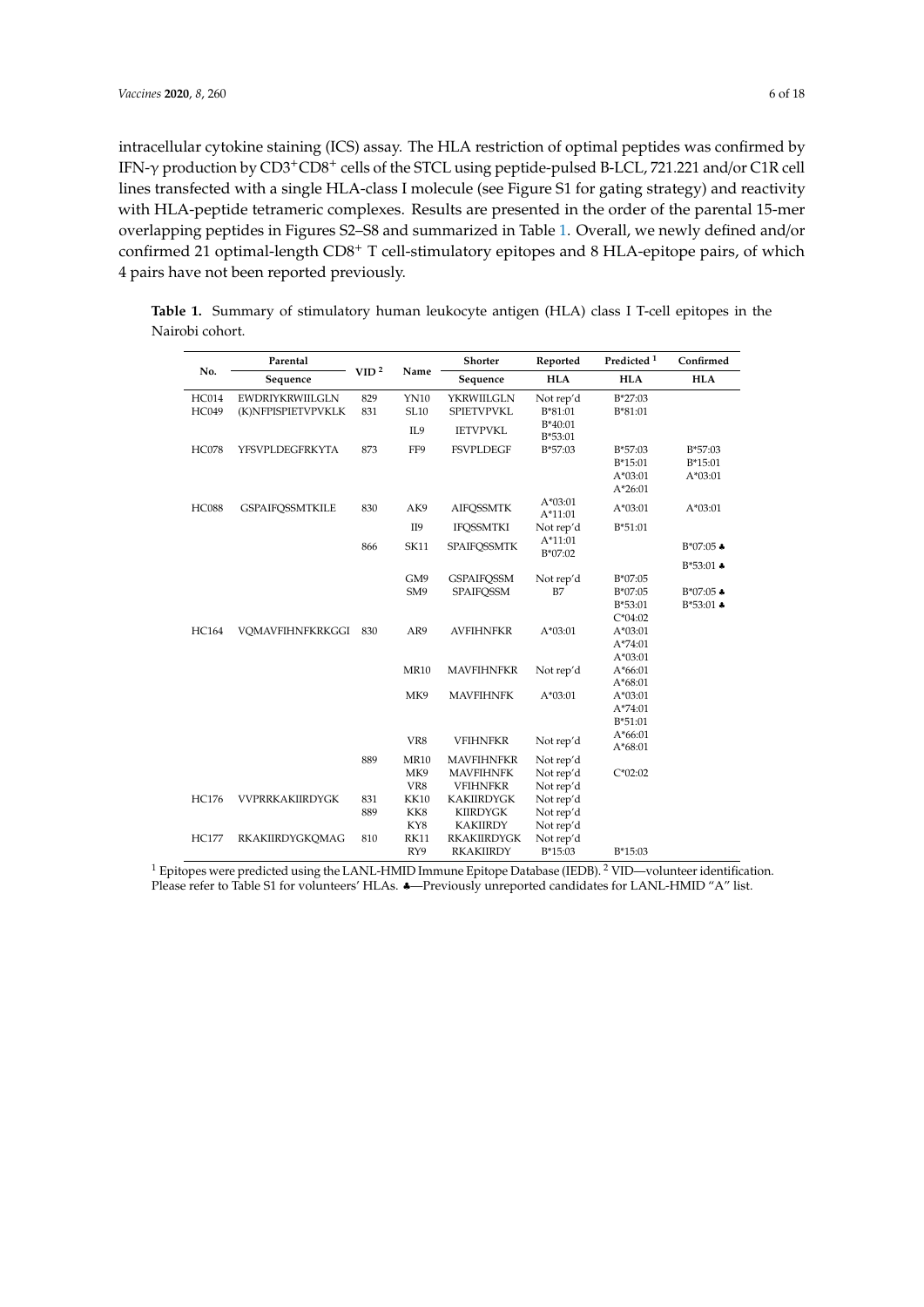intracellular cytokine staining (ICS) assay. The HLA restriction of optimal peptides was confirmed by IFN-γ production by CD3+CD8+ cells of the STCL using peptide-pulsed B-LCL, 721.221 and/or C1R cell lines transfected with a single HLA-class I molecule (see Figure S1 for gating strategy) and reactivity with HLA-peptide tetrameric complexes. Results are presented in the order of the parental 15-mer overlapping peptides in Figures S2–S8 and summarized in Table 1. Overall, we newly defined and/or confirmed 21 optimal-length CD8+ T cell-stimulatory epitopes and 8 HLA-epitope pairs, of which 4 pairs have not been reported previously.

**Table 1.** Summary of stimulatory human leukocyte antigen (HLA) class I T-cell epitopes in the Nairobi cohort.

| No. | Parental Sequence | VID [2] | Name | Shorter Sequence | Reported HLA | Predicted [1] HLA | Confirmed HLA |
|---|---|---|---|---|---|---|---|
| HC014 | EWDRIYKRWIILGLN | 829 | YN10 | YKRWIILGLN | Not rep'd | B*27:03 | |
| HC049 | (K)NFPISPIETVPVKLK | 831 | SL10 | SPIETVPVKL | B*81:01 | B*81:01 | |
| | | | IL9 | IETVPVKL | B*40:01<br>B*53:01 | | |
| HC078 | YFSVPLDEGFRKYTA | 873 | FF9 | FSVPLDEGF | B*57:03 | B*57:03<br>B*15:01<br>A*03:01<br>A*26:01 | B*57:03<br>B*15:01<br>A*03:01 |
| HC088 | GSPAIFQSSMTKILE | 830 | AK9 | AIFQSSMTK | A*03:01<br>A*11:01 | A*03:01 | A*03:01 |
| | | | II9 | IFQSSMTKI | Not rep'd | B*51:01 | |
| | | 866 | SK11 | SPAIFQSSMTK | A*11:01<br>B*07:02 | | B*07:05 ♣<br>B*53:01 ♣ |
| | | | GM9 | GSPAIFQSSM | Not rep'd | B*07:05 | |
| | | | SM9 | SPAIFQSSM | B7 | B*07:05<br>B*53:01<br>C*04:02 | B*07:05 ♣<br>B*53:01 ♣ |
| HC164 | VQMAVFIHNFKRKGGI | 830 | AR9 | AVFIHNFKR | A*03:01 | A*03:01<br>A*74:01<br>A*03:01 | |
| | | | MR10 | MAVFIHNFKR | Not rep'd | A*66:01<br>A*68:01 | |
| | | | MK9 | MAVFIHNFK | A*03:01 | A*03:01<br>A*74:01<br>B*51:01 | |
| | | | VR8 | VFIHNFKR | Not rep'd | A*66:01<br>A*68:01 | |
| | | 889 | MR10 | MAVFIHNFKR | Not rep'd | | |
| | | | MK9 | MAVFIHNFK | Not rep'd | C*02:02 | |
| | | | VR8 | VFIHNFKR | Not rep'd | | |
| HC176 | VVPRRKAKIIRDYGK | 831 | KK10 | KAKIIRDYGK | Not rep'd | | |
| | | 889 | KK8 | KIIRDYGK | Not rep'd | | |
| | | | KY8 | KAKIIRDY | Not rep'd | | |
| HC177 | RKAKIIRDYGKQMAG | 810 | RK11 | RKAKIIRDYGK | Not rep'd | | |
| | | | RY9 | RKAKIIRDY | B*15:03 | B*15:03 | |

[1] Epitopes were predicted using the LANL-HMID Immune Epitope Database (IEDB). [2] VID—volunteer identification. Please refer to Table S1 for volunteers' HLAs. ♣—Previously unreported candidates for LANL-HMID "A" list.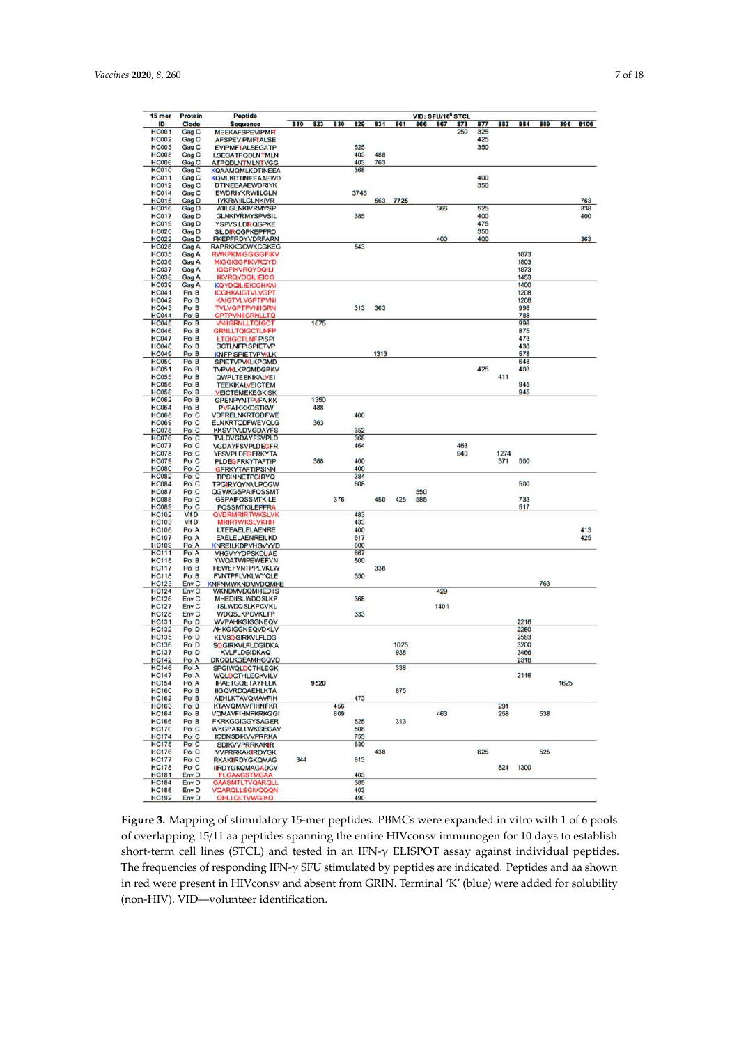| 15 mer ID | Protein Clade | Peptide Sequence | 810 | 823 | 830 | 829 | 831 | 861 | 866 | 867 | 873 | 877 | 882 | 884 | 889 | 896 | 8106 |
|---|---|---|---|---|---|---|---|---|---|---|---|---|---|---|---|---|---|
| | | | VID: SFU/10$^6$ STCL | | | | | | | | | | | | | | |
| HC001 | Gag C | MEEKAFSPEVIPMFT | | | | | | | | | 250 | 325 | | | | | |
| HC002 | Gag C | AFSPEVIPMFTALSE | | | | | | | | | | 425 | | | | | |
| HC003 | Gag C | EVIPMFTALSEGATP | | | | 525 | | | | | | 350 | | | | | |
| HC005 | Gag C | LSEGATPQDLNTMLN | | | | 403 | 488 | | | | | | | | | | |
| HC006 | Gag C | ATPQDLNTMLNTVGG | | | | 403 | 763 | | | | | | | | | | |
| HC010 | Gag C | KQAAMQMLKDTINEEA | | | | 368 | | | | | | | | | | | |
| HC011 | Gag C | KQMLKDTINEEAAEWD | | | | | | | | | | 400 | | | | | |
| HC012 | Gag C | DTINEEAAEWDRIYK | | | | | | | | | | 350 | | | | | |
| HC014 | Gag C | EWDRIYKRWIILGLN | | | | 3745 | | | | | | | | | | | |
| HC015 | Gag D | IYKRWIILGLNKIVR | | | | | 563 | 7725 | | | | | | | | | 763 |
| HC016 | Gag D | WIILGLNKIVRMYSP | | | | | | | | 366 | | 525 | | | | | 838 |
| HC017 | Gag D | GLNKIVRMYSPVSIL | | | | 385 | | | | | | 400 | | | | | 400 |
| HC019 | Gag D | YSPVSILDIRQGPKE | | | | | | | | | | 475 | | | | | |
| HC020 | Gag D | SILDIRQGPKEPFRD | | | | | | | | | | 350 | | | | | |
| HC022 | Gag D | PKEPFRDYVDRFARN | | | | | | | | 400 | | 400 | | | | | 363 |
| HC026 | Gag A | RAPRKKGCWKCGKEG | | | | 543 | | | | | | | | | | | |
| HC035 | Gag A | RWKPKMIGGIGGFIKV | | | | | | | | | | | | 1873 | | | |
| HC036 | Gag A | MIGGIGGFIKVRQYD | | | | | | | | | | | | 1803 | | | |
| HC037 | Gag A | IGGFIKVRQYDQILI | | | | | | | | | | | | 1873 | | | |
| HC038 | Gag A | IKVRQYDQILIEICG | | | | | | | | | | | | 1453 | | | |
| HC039 | Gag A | KQYDQILIEICGHKAI | | | | | | | | | | | | 1400 | | | |
| HC041 | Pol B | ICGHKAIGTVLVGPT | | | | | | | | | | | | 1208 | | | |
| HC042 | Pol B | KAIGTVLVGPTPVNI | | | | | | | | | | | | 1208 | | | |
| HC043 | Pol B | TVLVGPTPVNIIGRN | | | | 313 | 363 | | | | | | | 998 | | | |
| HC044 | Pol B | GPTPVNIIGRNLLTQ | | | | | | | | | | | | 788 | | | |
| HC045 | Pol B | VNIIGRNLLTQIGCT | | 1675 | | | | | | | | | | 998 | | | |
| HC046 | Pol B | GRNLLTQIGCTLNFP | | | | | | | | | | | | 875 | | | |
| HC047 | Pol B | LTQIGCTLNFPISPI | | | | | | | | | | | | 473 | | | |
| HC048 | Pol B | GCTLNFPISPIETVP | | | | | | | | | | | | 438 | | | |
| HC049 | Pol B | KNFPISPIETVPVKLK | | | | | 1313 | | | | | | | 578 | | | |
| HC050 | Pol B | SPIETVPVKLKPGMD | | | | | | | | | | | | 648 | | | |
| HC051 | Pol B | TVPVKLKPGMDGPKV | | | | | | | | | | 425 | | 403 | | | |
| HC055 | Pol B | QWPLTEEKIKALVEI | | | | | | | | | | | 411 | | | | |
| HC056 | Pol B | TEEKIKALVEICTEM | | | | | | | | | | | | 945 | | | |
| HC058 | Pol B | VEICTEMEKEGKISK | | | | | | | | | | | | 945 | | | |
| HC062 | Pol B | GPENPYNTPVFAIKK | | 1350 | | | | | | | | | | | | | |
| HC064 | Pol B | PVFAIKKKDSTKW | | 488 | | | | | | | | | | | | | |
| HC068 | Pol C | VDFRELNKRTQDFWE | | | | 400 | | | | | | | | | | | |
| HC069 | Pol C | ELNKRTQDFWEVQLG | | 363 | | | | | | | | | | | | | |
| HC075 | Pol C | KKSVTVLDVGDAYFS | | | | 352 | | | | | | | | | | | |
| HC076 | Pol C | TVLDVGDAYFSVPLD | | | | 368 | | | | | | | | | | | |
| HC077 | Pol C | VGDAYFSVPLDEGFR | | | | 464 | | | | 463 | | | | | | | |
| HC078 | Pol C | YFSVPLDEGFRKYTA | | | | | | | | 940 | | | 1274 | | | | |
| HC079 | Pol C | PLDEGFRKYTAFTIP | | 388 | | 400 | | | | | | | 371 | 500 | | | |
| HC080 | Pol C | GFRKYTAFTIPSINN | | | | 400 | | | | | | | | | | | |
| HC082 | Pol C | TIPSINNETPGIRYQ | | | | 384 | | | | | | | | | | | |
| HC084 | Pol C | TPGIRYQYNVLPQGW | | | | 608 | | | | | | | | 500 | | | |
| HC087 | Pol C | QGWKGSPAIFQSSMT | | | | | | | 550 | | | | | | | | |
| HC088 | Pol C | GSPAIFQSSMTKILE | | | 376 | | 450 | 425 | 585 | | | | | 733 | | | |
| HC089 | Pol C | IFQSSMTKILEPFRA | | | | | | | | | | | | 517 | | | |
| HC102 | Vif D | QVDRMRIRTWKSLVK | | | | 483 | | | | | | | | | | | |
| HC103 | Vif D | MRIRTWKSLVKHH | | | | 433 | | | | | | | | | | | |
| HC106 | Pol A | LTEEAELELAENRE | | | | 400 | | | | | | | | | | | 413 |
| HC107 | Pol A | EAELELAENREILKD | | | | 617 | | | | | | | | | | | 425 |
| HC109 | Pol A | KNREILKDPVHGVYYD | | | | 600 | | | | | | | | | | | |
| HC111 | Pol A | VHGVYYDPSKDLIAE | | | | 667 | | | | | | | | | | | |
| HC115 | Pol B | YWQATWIPEWEFVN | | | | 500 | | | | | | | | | | | |
| HC117 | Pol B | PEWEFVNTPPLVKLW | | | | | 338 | | | | | | | | | | |
| HC118 | Pol B | FVNTPPLVKLWYQLE | | | | 550 | | | | | | | | | | | |
| HC123 | Env C | KNFNMWKNDMVDQMHE | | | | | | | | | | | | | 763 | | |
| HC124 | Env C | WKNDMVDQMHEDIIS | | | | | | | | 429 | | | | | | | |
| HC126 | Env C | MHEDIISLWDQSLKP | | | | 368 | | | | | | | | | | | |
| HC127 | Env C | IISLWDQSLKPCVKL | | | | | | | | 1401 | | | | | | | |
| HC128 | Env C | WDQSLKPCVKLTP | | | | 333 | | | | | | | | | | | |
| HC131 | Pol D | WVPAHKGIGGNEQV | | | | | | | | | | | | 2216 | | | |
| HC132 | Pol D | AHKGIGGNEQVDKLV | | | | | | | | | | | | 2250 | | | |
| HC135 | Pol D | KLVSQGIRKVLFLDG | | | | | | | | | | | | 2583 | | | |
| HC136 | Pol D | SQGIRKVLFLDGIDKA | | | | | | 1025 | | | | | | 3200 | | | |
| HC137 | Pol D | KVLFLDGIDKAQ | | | | | | 938 | | | | | | 3466 | | | |
| HC142 | Pol A | DKQLKGEAMHGQVD | | | | | | | | | | | | 2316 | | | |
| HC146 | Pol A | SPGIWQLDCTHLEGK | | | | | | 338 | | | | | | | | | |
| HC147 | Pol A | WQLDCTHLEGKVILV | | | | | | | | | | | | 2116 | | | |
| HC154 | Pol A | IPAETGQETAYFLLK | | 9520 | | | | | | | | | | | | 1625 | |
| HC160 | Pol B | IIGQVRDQAEHLKTA | | | | | | 875 | | | | | | | | | |
| HC162 | Pol B | AEHLKTAVQMAVFIH | | | | 473 | | | | | | | | | | | |
| HC163 | Pol B | KTAVQMAVFIHNFKR | | | 456 | | | | | | | | 291 | | | | |
| HC164 | Pol B | VQMAVFIHNFKRKGGI | | | 609 | | | | | 463 | | | 258 | | 538 | | |
| HC166 | Pol B | FKRKGGIGGYSAGER | | | | 525 | | 313 | | | | | | | | | |
| HC170 | Pol C | WKGPAKLLWKGEGAV | | | | 508 | | | | | | | | | | | |
| HC174 | Pol C | IQDNSDIKVVPRRKA | | | | 753 | | | | | | | | | | | |
| HC175 | Pol C | SDIKVVPRRKAKIR | | | | 630 | | | | | | | | | | | |
| HC176 | Pol C | VVPRRKAKIRDYGK | | | | | 438 | | | | | 625 | | | 525 | | |
| HC177 | Pol C | RKAKIRDYGKQMAG | 344 | | | 613 | | | | | | | | | | | |
| HC178 | Pol C | IIRDYGKQMAGADCV | | | | | | | | | | | 824 | 1300 | | | |
| HC181 | Env D | FLGAAGSTMGAA | | | | 403 | | | | | | | | | | | |
| HC184 | Env D | GAASMTLTVQARQLL | | | | 385 | | | | | | | | | | | |
| HC186 | Env D | VQARQLLSGIVQQQN | | | | 403 | | | | | | | | | | | |
| HC192 | Env D | QHLLQLTVWGIKQ | | | | 490 | | | | | | | | | | | |

**Figure 3.** Mapping of stimulatory 15-mer peptides. PBMCs were expanded in vitro with 1 of 6 pools of overlapping 15/11 aa peptides spanning the entire HIVconsv immunogen for 10 days to establish short-term cell lines (STCL) and tested in an IFN-γ ELISPOT assay against individual peptides. The frequencies of responding IFN-γ SFU stimulated by peptides are indicated. Peptides and aa shown in red were present in HIVconsv and absent from GRIN. Terminal 'K' (blue) were added for solubility (non-HIV). VID—volunteer identification.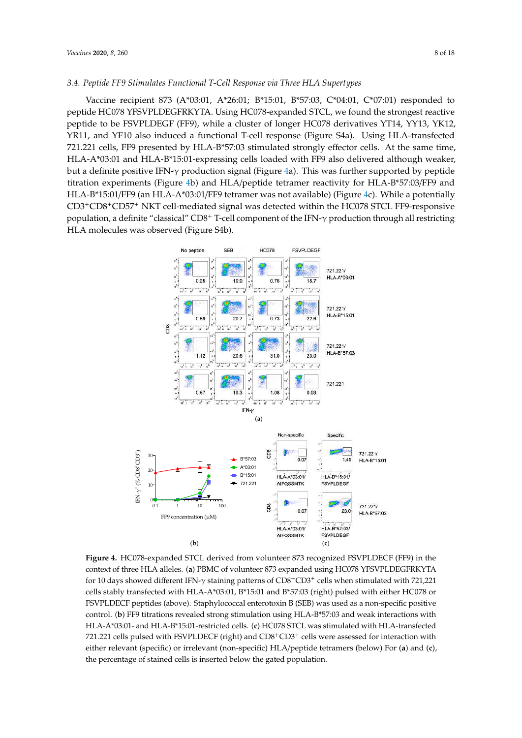### 3.4. Peptide FF9 Stimulates Functional T-Cell Response via Three HLA Supertypes

Vaccine recipient 873 (A*03:01, A*26:01; B*15:01, B*57:03, C*04:01, C*07:01) responded to peptide HC078 YFSVPLDEGFRKYTA. Using HC078-expanded STCL, we found the strongest reactive peptide to be FSVPLDEGF (FF9), while a cluster of longer HC078 derivatives YT14, YY13, YK12, YR11, and YF10 also induced a functional T-cell response (Figure S4a). Using HLA-transfected 721.221 cells, FF9 presented by HLA-B*57:03 stimulated strongly effector cells. At the same time, HLA-A*03:01 and HLA-B*15:01-expressing cells loaded with FF9 also delivered although weaker, but a definite positive IFN-γ production signal (Figure 4a). This was further supported by peptide titration experiments (Figure 4b) and HLA/peptide tetramer reactivity for HLA-B*57:03/FF9 and HLA-B*15:01/FF9 (an HLA-A*03:01/FF9 tetramer was not available) (Figure 4c). While a potentially $CD3^+CD8^+CD57^+$ NKT cell-mediated signal was detected within the HC078 STCL FF9-responsive population, a definite "classical" $CD8^+$ T-cell component of the IFN-γ production through all restricting HLA molecules was observed (Figure S4b).

**Figure 4.** HC078-expanded STCL derived from volunteer 873 recognized FSVPLDECF (FF9) in the context of three HLA alleles. (**a**) PBMC of volunteer 873 expanded using HC078 YFSVPLDEGFRKYTA for 10 days showed different IFN-γ staining patterns of $CD8^+CD3^+$ cells when stimulated with 721,221 cells stably transfected with HLA-A*03:01, B*15:01 and B*57:03 (right) pulsed with either HC078 or FSVPLDECF peptides (above). Staphylococcal enterotoxin B (SEB) was used as a non-specific positive control. (**b**) FF9 titrations revealed strong stimulation using HLA-B*57:03 and weak interactions with HLA-A*03:01- and HLA-B*15:01-restricted cells. (**c**) HC078 STCL was stimulated with HLA-transfected 721.221 cells pulsed with FSVPLDECF (right) and $CD8^+CD3^+$ cells were assessed for interaction with either relevant (specific) or irrelevant (non-specific) HLA/peptide tetramers (below) For (**a**) and (**c**), the percentage of stained cells is inserted below the gated population.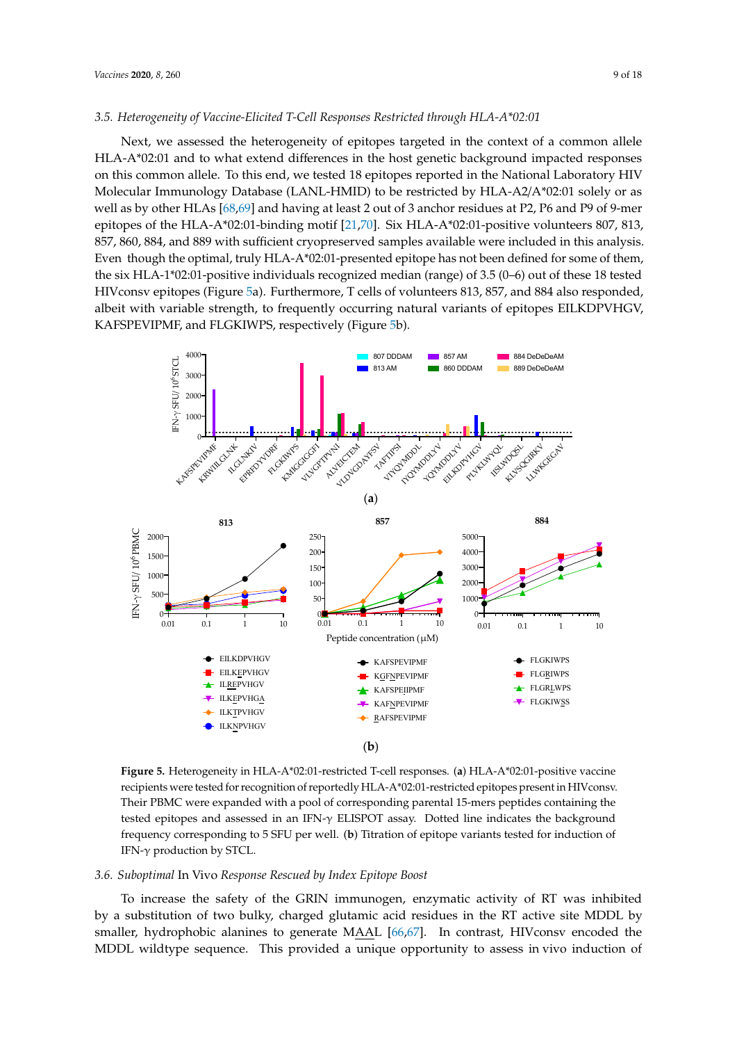### 3.5. Heterogeneity of Vaccine-Elicited T-Cell Responses Restricted through HLA-A*02:01

Next, we assessed the heterogeneity of epitopes targeted in the context of a common allele HLA-A*02:01 and to what extend differences in the host genetic background impacted responses on this common allele. To this end, we tested 18 epitopes reported in the National Laboratory HIV Molecular Immunology Database (LANL-HMID) to be restricted by HLA-A2/A*02:01 solely or as well as by other HLAs [68,69] and having at least 2 out of 3 anchor residues at P2, P6 and P9 of 9-mer epitopes of the HLA-A*02:01-binding motif [21,70]. Six HLA-A*02:01-positive volunteers 807, 813, 857, 860, 884, and 889 with sufficient cryopreserved samples available were included in this analysis. Even though the optimal, truly HLA-A*02:01-presented epitope has not been defined for some of them, the six HLA-1*02:01-positive individuals recognized median (range) of 3.5 (0–6) out of these 18 tested HIVconsv epitopes (Figure 5a). Furthermore, T cells of volunteers 813, 857, and 884 also responded, albeit with variable strength, to frequently occurring natural variants of epitopes EILKDPVHGV, KAFSPEVIPMF, and FLGKIWPS, respectively (Figure 5b).

**Figure 5.** Heterogeneity in HLA-A*02:01-restricted T-cell responses. (**a**) HLA-A*02:01-positive vaccine recipients were tested for recognition of reportedly HLA-A*02:01-restricted epitopes present in HIVconsv. Their PBMC were expanded with a pool of corresponding parental 15-mers peptides containing the tested epitopes and assessed in an IFN-γ ELISPOT assay. Dotted line indicates the background frequency corresponding to 5 SFU per well. (**b**) Titration of epitope variants tested for induction of IFN-γ production by STCL.

### 3.6. Suboptimal *In Vivo* Response Rescued by Index Epitope Boost

To increase the safety of the GRIN immunogen, enzymatic activity of RT was inhibited by a substitution of two bulky, charged glutamic acid residues in the RT active site MDDL by smaller, hydrophobic alanines to generate MAAL [66,67]. In contrast, HIVconsv encoded the MDDL wildtype sequence. This provided a unique opportunity to assess in vivo induction of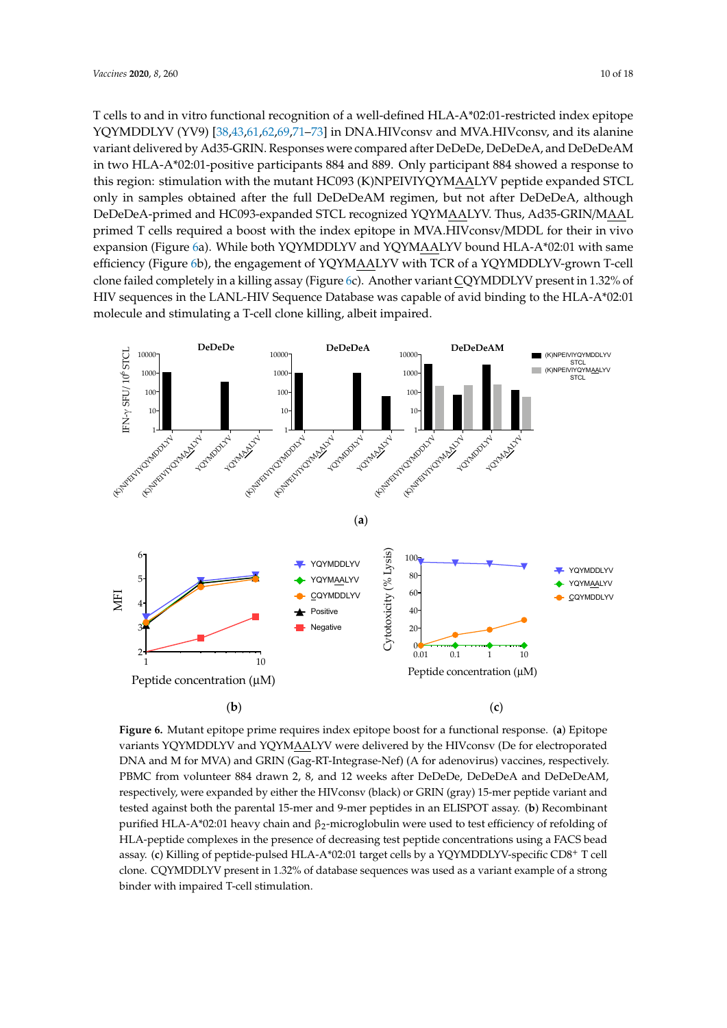T cells to and in vitro functional recognition of a well-defined HLA-A*02:01-restricted index epitope YQYMDDLYV (YV9) [38,43,61,62,69,71–73] in DNA.HIVconsv and MVA.HIVconsv, and its alanine variant delivered by Ad35-GRIN. Responses were compared after DeDeDe, DeDeDeA, and DeDeDeAM in two HLA-A*02:01-positive participants 884 and 889. Only participant 884 showed a response to this region: stimulation with the mutant HC093 (K)NPEIVIYQYMAALYV peptide expanded STCL only in samples obtained after the full DeDeDeAM regimen, but not after DeDeDeA, although DeDeDeA-primed and HC093-expanded STCL recognized YQYMAALYV. Thus, Ad35-GRIN/MAAL primed T cells required a boost with the index epitope in MVA.HIVconsv/MDDL for their in vivo expansion (Figure 6a). While both YQYMDDLYV and YQYMAALYV bound HLA-A*02:01 with same efficiency (Figure 6b), the engagement of YQYMAALYV with TCR of a YQYMDDLYV-grown T-cell clone failed completely in a killing assay (Figure 6c). Another variant CQYMDDLYV present in 1.32% of HIV sequences in the LANL-HIV Sequence Database was capable of avid binding to the HLA-A*02:01 molecule and stimulating a T-cell clone killing, albeit impaired.

**Figure 6.** Mutant epitope prime requires index epitope boost for a functional response. (**a**) Epitope variants YQYMDDLYV and YQYMAALYV were delivered by the HIVconsv (De for electroporated DNA and M for MVA) and GRIN (Gag-RT-Integrase-Nef) (A for adenovirus) vaccines, respectively. PBMC from volunteer 884 drawn 2, 8, and 12 weeks after DeDeDe, DeDeDeA and DeDeDeAM, respectively, were expanded by either the HIVconsv (black) or GRIN (gray) 15-mer peptide variant and tested against both the parental 15-mer and 9-mer peptides in an ELISPOT assay. (**b**) Recombinant purified HLA-A*02:01 heavy chain and $\beta_2$-microglobulin were used to test efficiency of refolding of HLA-peptide complexes in the presence of decreasing test peptide concentrations using a FACS bead assay. (**c**) Killing of peptide-pulsed HLA-A*02:01 target cells by a YQYMDDLYV-specific CD8$^+$ T cell clone. CQYMDDLYV present in 1.32% of database sequences was used as a variant example of a strong binder with impaired T-cell stimulation.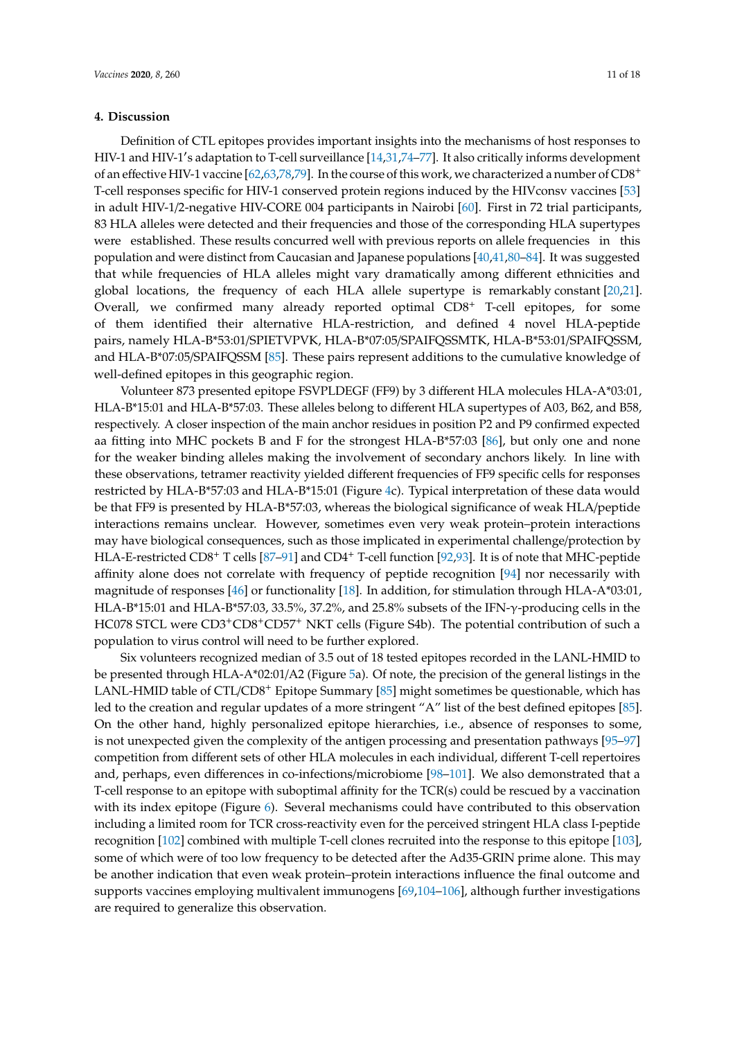## 4. Discussion

Definition of CTL epitopes provides important insights into the mechanisms of host responses to HIV-1 and HIV-1's adaptation to T-cell surveillance [14,31,74–77]. It also critically informs development of an effective HIV-1 vaccine [62,63,78,79]. In the course of this work, we characterized a number of CD8+ T-cell responses specific for HIV-1 conserved protein regions induced by the HIVconsv vaccines [53] in adult HIV-1/2-negative HIV-CORE 004 participants in Nairobi [60]. First in 72 trial participants, 83 HLA alleles were detected and their frequencies and those of the corresponding HLA supertypes were established. These results concurred well with previous reports on allele frequencies in this population and were distinct from Caucasian and Japanese populations [40,41,80–84]. It was suggested that while frequencies of HLA alleles might vary dramatically among different ethnicities and global locations, the frequency of each HLA allele supertype is remarkably constant [20,21]. Overall, we confirmed many already reported optimal CD8+ T-cell epitopes, for some of them identified their alternative HLA-restriction, and defined 4 novel HLA-peptide pairs, namely HLA-B*53:01/SPIETVPVK, HLA-B*07:05/SPAIFQSSMTK, HLA-B*53:01/SPAIFQSSM, and HLA-B*07:05/SPAIFQSSM [85]. These pairs represent additions to the cumulative knowledge of well-defined epitopes in this geographic region.

Volunteer 873 presented epitope FSVPLDEGF (FF9) by 3 different HLA molecules HLA-A*03:01, HLA-B*15:01 and HLA-B*57:03. These alleles belong to different HLA supertypes of A03, B62, and B58, respectively. A closer inspection of the main anchor residues in position P2 and P9 confirmed expected aa fitting into MHC pockets B and F for the strongest HLA-B*57:03 [86], but only one and none for the weaker binding alleles making the involvement of secondary anchors likely. In line with these observations, tetramer reactivity yielded different frequencies of FF9 specific cells for responses restricted by HLA-B*57:03 and HLA-B*15:01 (Figure 4c). Typical interpretation of these data would be that FF9 is presented by HLA-B*57:03, whereas the biological significance of weak HLA/peptide interactions remains unclear. However, sometimes even very weak protein–protein interactions may have biological consequences, such as those implicated in experimental challenge/protection by HLA-E-restricted CD8+ T cells [87–91] and CD4+ T-cell function [92,93]. It is of note that MHC-peptide affinity alone does not correlate with frequency of peptide recognition [94] nor necessarily with magnitude of responses [46] or functionality [18]. In addition, for stimulation through HLA-A*03:01, HLA-B*15:01 and HLA-B*57:03, 33.5%, 37.2%, and 25.8% subsets of the IFN-γ-producing cells in the HC078 STCL were CD3+CD8+CD57+ NKT cells (Figure S4b). The potential contribution of such a population to virus control will need to be further explored.

Six volunteers recognized median of 3.5 out of 18 tested epitopes recorded in the LANL-HMID to be presented through HLA-A*02:01/A2 (Figure 5a). Of note, the precision of the general listings in the LANL-HMID table of CTL/CD8+ Epitope Summary [85] might sometimes be questionable, which has led to the creation and regular updates of a more stringent "A" list of the best defined epitopes [85]. On the other hand, highly personalized epitope hierarchies, i.e., absence of responses to some, is not unexpected given the complexity of the antigen processing and presentation pathways [95–97] competition from different sets of other HLA molecules in each individual, different T-cell repertoires and, perhaps, even differences in co-infections/microbiome [98–101]. We also demonstrated that a T-cell response to an epitope with suboptimal affinity for the TCR(s) could be rescued by a vaccination with its index epitope (Figure 6). Several mechanisms could have contributed to this observation including a limited room for TCR cross-reactivity even for the perceived stringent HLA class I-peptide recognition [102] combined with multiple T-cell clones recruited into the response to this epitope [103], some of which were of too low frequency to be detected after the Ad35-GRIN prime alone. This may be another indication that even weak protein–protein interactions influence the final outcome and supports vaccines employing multivalent immunogens [69,104–106], although further investigations are required to generalize this observation.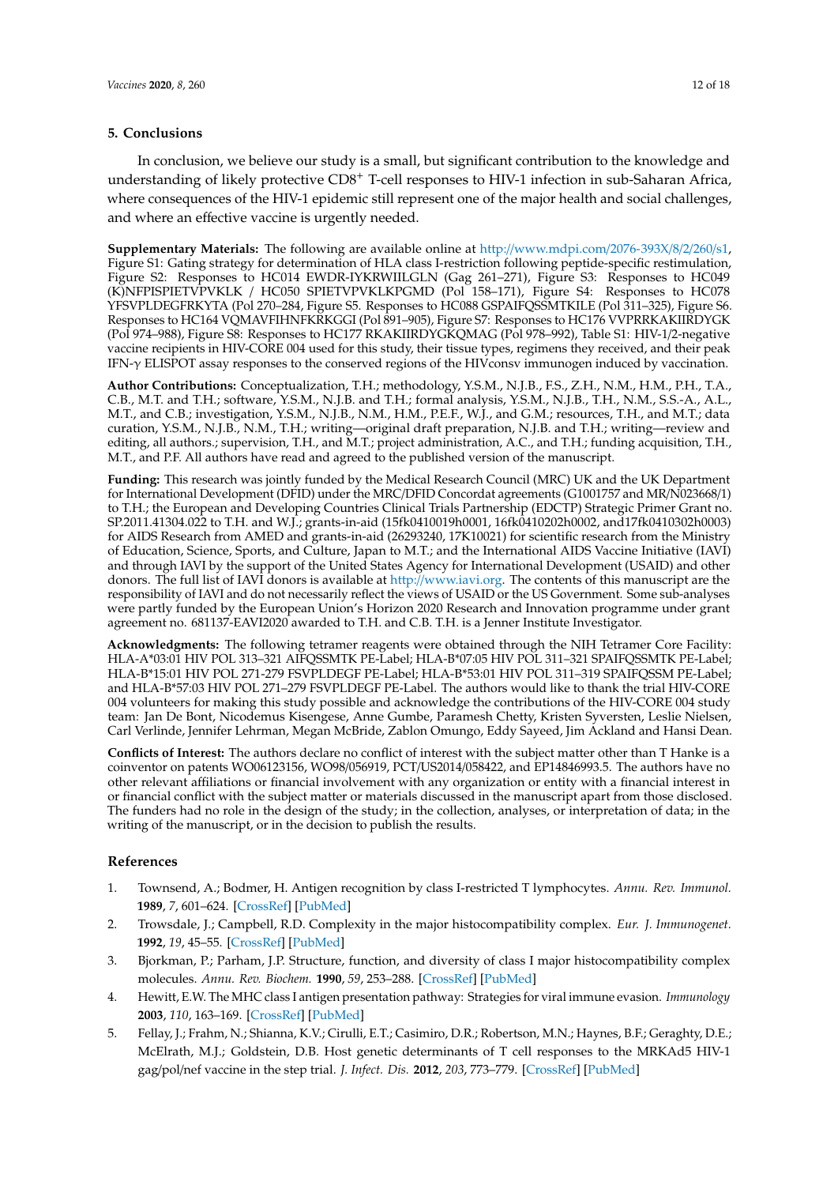## 5. Conclusions

In conclusion, we believe our study is a small, but significant contribution to the knowledge and understanding of likely protective CD8$^+$ T-cell responses to HIV-1 infection in sub-Saharan Africa, where consequences of the HIV-1 epidemic still represent one of the major health and social challenges, and where an effective vaccine is urgently needed.

**Supplementary Materials:** The following are available online at http://www.mdpi.com/2076-393X/8/2/260/s1, Figure S1: Gating strategy for determination of HLA class I-restriction following peptide-specific restimulation, Figure S2: Responses to HC014 EWDR-IYKRWIILGLN (Gag 261–271), Figure S3: Responses to HC049 (K)NFPISPIETVPVKLK / HC050 SPIETVPVKLKPGMD (Pol 158–171), Figure S4: Responses to HC078 YFSVPLDEGFRKYTA (Pol 270–284, Figure S5. Responses to HC088 GSPAIFQSSMTKILE (Pol 311–325), Figure S6. Responses to HC164 VQMAVFIHNFKRKGGI (Pol 891–905), Figure S7: Responses to HC176 VVPRRKAKIIRDYGK (Pol 974–988), Figure S8: Responses to HC177 RKAKIIRDYGKQMAG (Pol 978–992), Table S1: HIV-1/2-negative vaccine recipients in HIV-CORE 004 used for this study, their tissue types, regimens they received, and their peak IFN-γ ELISPOT assay responses to the conserved regions of the HIVconsv immunogen induced by vaccination.

**Author Contributions:** Conceptualization, T.H.; methodology, Y.S.M., N.J.B., F.S., Z.H., N.M., H.M., P.H., T.A., C.B., M.T. and T.H.; software, Y.S.M., N.J.B. and T.H.; formal analysis, Y.S.M., N.J.B., T.H., N.M., S.S.-A., A.L., M.T., and C.B.; investigation, Y.S.M., N.J.B., N.M., H.M., P.E.F., W.J., and G.M.; resources, T.H., and M.T.; data curation, Y.S.M., N.J.B., N.M., T.H.; writing—original draft preparation, N.J.B. and T.H.; writing—review and editing, all authors.; supervision, T.H., and M.T.; project administration, A.C., and T.H.; funding acquisition, T.H., M.T., and P.F. All authors have read and agreed to the published version of the manuscript.

**Funding:** This research was jointly funded by the Medical Research Council (MRC) UK and the UK Department for International Development (DFID) under the MRC/DFID Concordat agreements (G1001757 and MR/N023668/1) to T.H.; the European and Developing Countries Clinical Trials Partnership (EDCTP) Strategic Primer Grant no. SP.2011.41304.022 to T.H. and W.J.; grants-in-aid (15fk0410019h0001, 16fk0410202h0002, and17fk0410302h0003) for AIDS Research from AMED and grants-in-aid (26293240, 17K10021) for scientific research from the Ministry of Education, Science, Sports, and Culture, Japan to M.T.; and the International AIDS Vaccine Initiative (IAVI) and through IAVI by the support of the United States Agency for International Development (USAID) and other donors. The full list of IAVI donors is available at http://www.iavi.org. The contents of this manuscript are the responsibility of IAVI and do not necessarily reflect the views of USAID or the US Government. Some sub-analyses were partly funded by the European Union's Horizon 2020 Research and Innovation programme under grant agreement no. 681137-EAVI2020 awarded to T.H. and C.B. T.H. is a Jenner Institute Investigator.

**Acknowledgments:** The following tetramer reagents were obtained through the NIH Tetramer Core Facility: HLA-A*03:01 HIV POL 313–321 AIFQSSMTK PE-Label; HLA-B*07:05 HIV POL 311–321 SPAIFQSSMTK PE-Label; HLA-B*15:01 HIV POL 271-279 FSVPLDEGF PE-Label; HLA-B*53:01 HIV POL 311–319 SPAIFQSSM PE-Label; and HLA-B*57:03 HIV POL 271–279 FSVPLDEGF PE-Label. The authors would like to thank the trial HIV-CORE 004 volunteers for making this study possible and acknowledge the contributions of the HIV-CORE 004 study team: Jan De Bont, Nicodemus Kisengese, Anne Gumbe, Paramesh Chetty, Kristen Syvversten, Leslie Nielsen, Carl Verlinde, Jennifer Lehrman, Megan McBride, Zablon Omungo, Eddy Sayeed, Jim Ackland and Hansi Dean.

**Conflicts of Interest:** The authors declare no conflict of interest with the subject matter other than T Hanke is a coinventor on patents WO06123156, WO98/056919, PCT/US2014/058422, and EP14846993.5. The authors have no other relevant affiliations or financial involvement with any organization or entity with a financial interest in or financial conflict with the subject matter or materials discussed in the manuscript apart from those disclosed. The funders had no role in the design of the study; in the collection, analyses, or interpretation of data; in the writing of the manuscript, or in the decision to publish the results.

## References

1. Townsend, A.; Bodmer, H. Antigen recognition by class I-restricted T lymphocytes. *Annu. Rev. Immunol.* **1989**, *7*, 601–624. [CrossRef] [PubMed]
2. Trowsdale, J.; Campbell, R.D. Complexity in the major histocompatibility complex. *Eur. J. Immunogenet.* **1992**, *19*, 45–55. [CrossRef] [PubMed]
3. Bjorkman, P.; Parham, J.P. Structure, function, and diversity of class I major histocompatibility complex molecules. *Annu. Rev. Biochem.* **1990**, *59*, 253–288. [CrossRef] [PubMed]
4. Hewitt, E.W. The MHC class I antigen presentation pathway: Strategies for viral immune evasion. *Immunology* **2003**, *110*, 163–169. [CrossRef] [PubMed]
5. Fellay, J.; Frahm, N.; Shianna, K.V.; Cirulli, E.T.; Casimiro, D.R.; Robertson, M.N.; Haynes, B.F.; Geraghty, D.E.; McElrath, M.J.; Goldstein, D.B. Host genetic determinants of T cell responses to the MRKAd5 HIV-1 gag/pol/nef vaccine in the step trial. *J. Infect. Dis.* **2012**, *203*, 773–779. [CrossRef] [PubMed]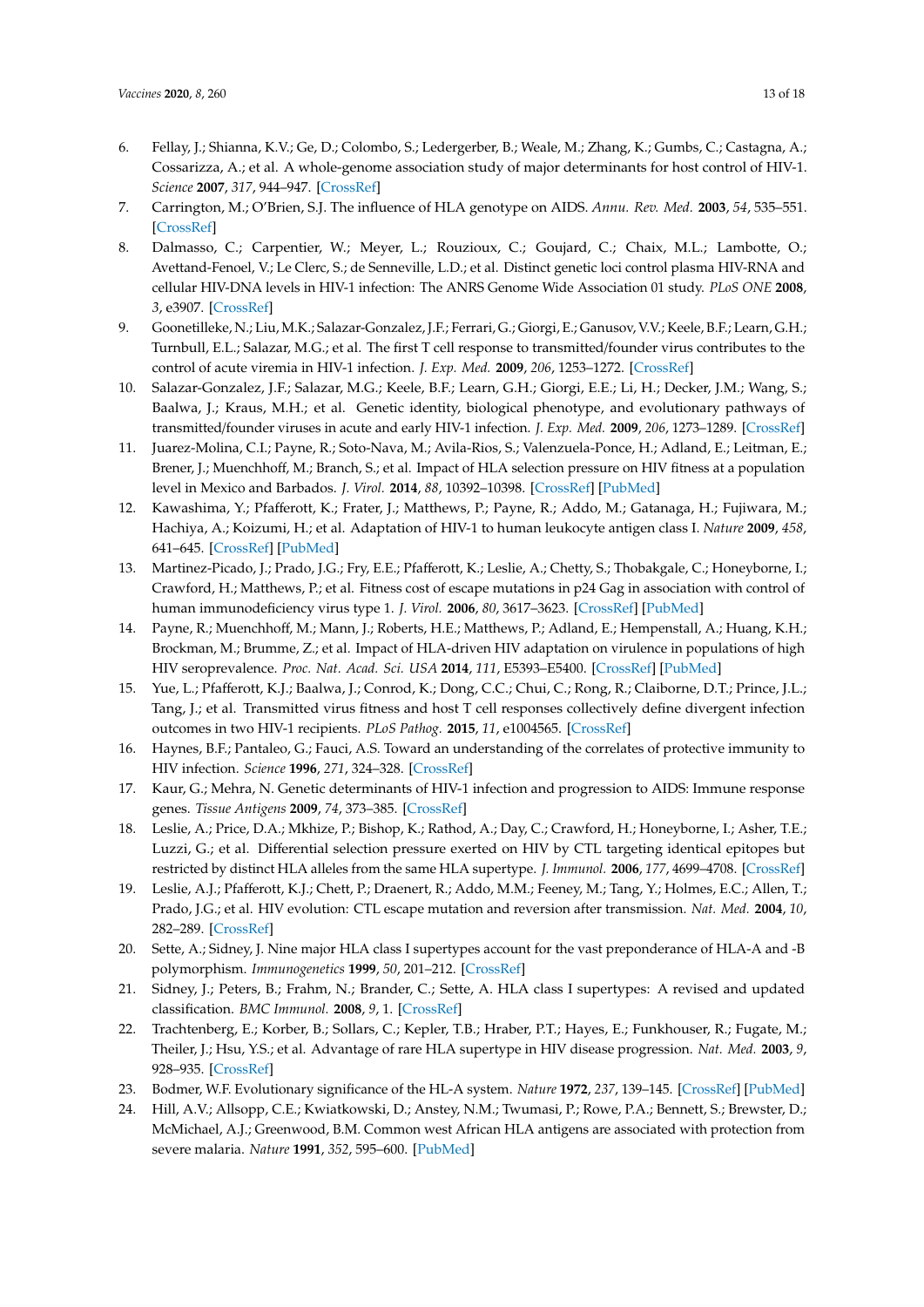6. Fellay, J.; Shianna, K.V.; Ge, D.; Colombo, S.; Ledergerber, B.; Weale, M.; Zhang, K.; Gumbs, C.; Castagna, A.; Cossarizza, A.; et al. A whole-genome association study of major determinants for host control of HIV-1. *Science* **2007**, *317*, 944–947. [CrossRef]
7. Carrington, M.; O'Brien, S.J. The influence of HLA genotype on AIDS. *Annu. Rev. Med.* **2003**, *54*, 535–551. [CrossRef]
8. Dalmasso, C.; Carpentier, W.; Meyer, L.; Rouzioux, C.; Goujard, C.; Chaix, M.L.; Lambotte, O.; Avettand-Fenoel, V.; Le Clerc, S.; de Senneville, L.D.; et al. Distinct genetic loci control plasma HIV-RNA and cellular HIV-DNA levels in HIV-1 infection: The ANRS Genome Wide Association 01 study. *PLoS ONE* **2008**, *3*, e3907. [CrossRef]
9. Goonetilleke, N.; Liu, M.K.; Salazar-Gonzalez, J.F.; Ferrari, G.; Giorgi, E.; Ganusov, V.V.; Keele, B.F.; Learn, G.H.; Turnbull, E.L.; Salazar, M.G.; et al. The first T cell response to transmitted/founder virus contributes to the control of acute viremia in HIV-1 infection. *J. Exp. Med.* **2009**, *206*, 1253–1272. [CrossRef]
10. Salazar-Gonzalez, J.F.; Salazar, M.G.; Keele, B.F.; Learn, G.H.; Giorgi, E.E.; Li, H.; Decker, J.M.; Wang, S.; Baalwa, J.; Kraus, M.H.; et al. Genetic identity, biological phenotype, and evolutionary pathways of transmitted/founder viruses in acute and early HIV-1 infection. *J. Exp. Med.* **2009**, *206*, 1273–1289. [CrossRef]
11. Juarez-Molina, C.I.; Payne, R.; Soto-Nava, M.; Avila-Rios, S.; Valenzuela-Ponce, H.; Adland, E.; Leitman, E.; Brener, J.; Muenchhoff, M.; Branch, S.; et al. Impact of HLA selection pressure on HIV fitness at a population level in Mexico and Barbados. *J. Virol.* **2014**, *88*, 10392–10398. [CrossRef] [PubMed]
12. Kawashima, Y.; Pfafferott, K.; Frater, J.; Matthews, P.; Payne, R.; Addo, M.; Gatanaga, H.; Fujiwara, M.; Hachiya, A.; Koizumi, H.; et al. Adaptation of HIV-1 to human leukocyte antigen class I. *Nature* **2009**, *458*, 641–645. [CrossRef] [PubMed]
13. Martinez-Picado, J.; Prado, J.G.; Fry, E.E.; Pfafferott, K.; Leslie, A.; Chetty, S.; Thobakgale, C.; Honeyborne, I.; Crawford, H.; Matthews, P.; et al. Fitness cost of escape mutations in p24 Gag in association with control of human immunodeficiency virus type 1. *J. Virol.* **2006**, *80*, 3617–3623. [CrossRef] [PubMed]
14. Payne, R.; Muenchhoff, M.; Mann, J.; Roberts, H.E.; Matthews, P.; Adland, E.; Hempenstall, A.; Huang, K.H.; Brockman, M.; Brumme, Z.; et al. Impact of HLA-driven HIV adaptation on virulence in populations of high HIV seroprevalence. *Proc. Nat. Acad. Sci. USA* **2014**, *111*, E5393–E5400. [CrossRef] [PubMed]
15. Yue, L.; Pfafferott, K.J.; Baalwa, J.; Conrod, K.; Dong, C.C.; Chui, C.; Rong, R.; Claiborne, D.T.; Prince, J.L.; Tang, J.; et al. Transmitted virus fitness and host T cell responses collectively define divergent infection outcomes in two HIV-1 recipients. *PLoS Pathog.* **2015**, *11*, e1004565. [CrossRef]
16. Haynes, B.F.; Pantaleo, G.; Fauci, A.S. Toward an understanding of the correlates of protective immunity to HIV infection. *Science* **1996**, *271*, 324–328. [CrossRef]
17. Kaur, G.; Mehra, N. Genetic determinants of HIV-1 infection and progression to AIDS: Immune response genes. *Tissue Antigens* **2009**, *74*, 373–385. [CrossRef]
18. Leslie, A.; Price, D.A.; Mkhize, P.; Bishop, K.; Rathod, A.; Day, C.; Crawford, H.; Honeyborne, I.; Asher, T.E.; Luzzi, G.; et al. Differential selection pressure exerted on HIV by CTL targeting identical epitopes but restricted by distinct HLA alleles from the same HLA supertype. *J. Immunol.* **2006**, *177*, 4699–4708. [CrossRef]
19. Leslie, A.J.; Pfafferott, K.J.; Chett, P.; Draenert, R.; Addo, M.M.; Feeney, M.; Tang, Y.; Holmes, E.C.; Allen, T.; Prado, J.G.; et al. HIV evolution: CTL escape mutation and reversion after transmission. *Nat. Med.* **2004**, *10*, 282–289. [CrossRef]
20. Sette, A.; Sidney, J. Nine major HLA class I supertypes account for the vast preponderance of HLA-A and -B polymorphism. *Immunogenetics* **1999**, *50*, 201–212. [CrossRef]
21. Sidney, J.; Peters, B.; Frahm, N.; Brander, C.; Sette, A. HLA class I supertypes: A revised and updated classification. *BMC Immunol.* **2008**, *9*, 1. [CrossRef]
22. Trachtenberg, E.; Korber, B.; Sollars, C.; Kepler, T.B.; Hraber, P.T.; Hayes, E.; Funkhouser, R.; Fugate, M.; Theiler, J.; Hsu, Y.S.; et al. Advantage of rare HLA supertype in HIV disease progression. *Nat. Med.* **2003**, *9*, 928–935. [CrossRef]
23. Bodmer, W.F. Evolutionary significance of the HL-A system. *Nature* **1972**, *237*, 139–145. [CrossRef] [PubMed]
24. Hill, A.V.; Allsopp, C.E.; Kwiatkowski, D.; Anstey, N.M.; Twumasi, P.; Rowe, P.A.; Bennett, S.; Brewster, D.; McMichael, A.J.; Greenwood, B.M. Common west African HLA antigens are associated with protection from severe malaria. *Nature* **1991**, *352*, 595–600. [PubMed]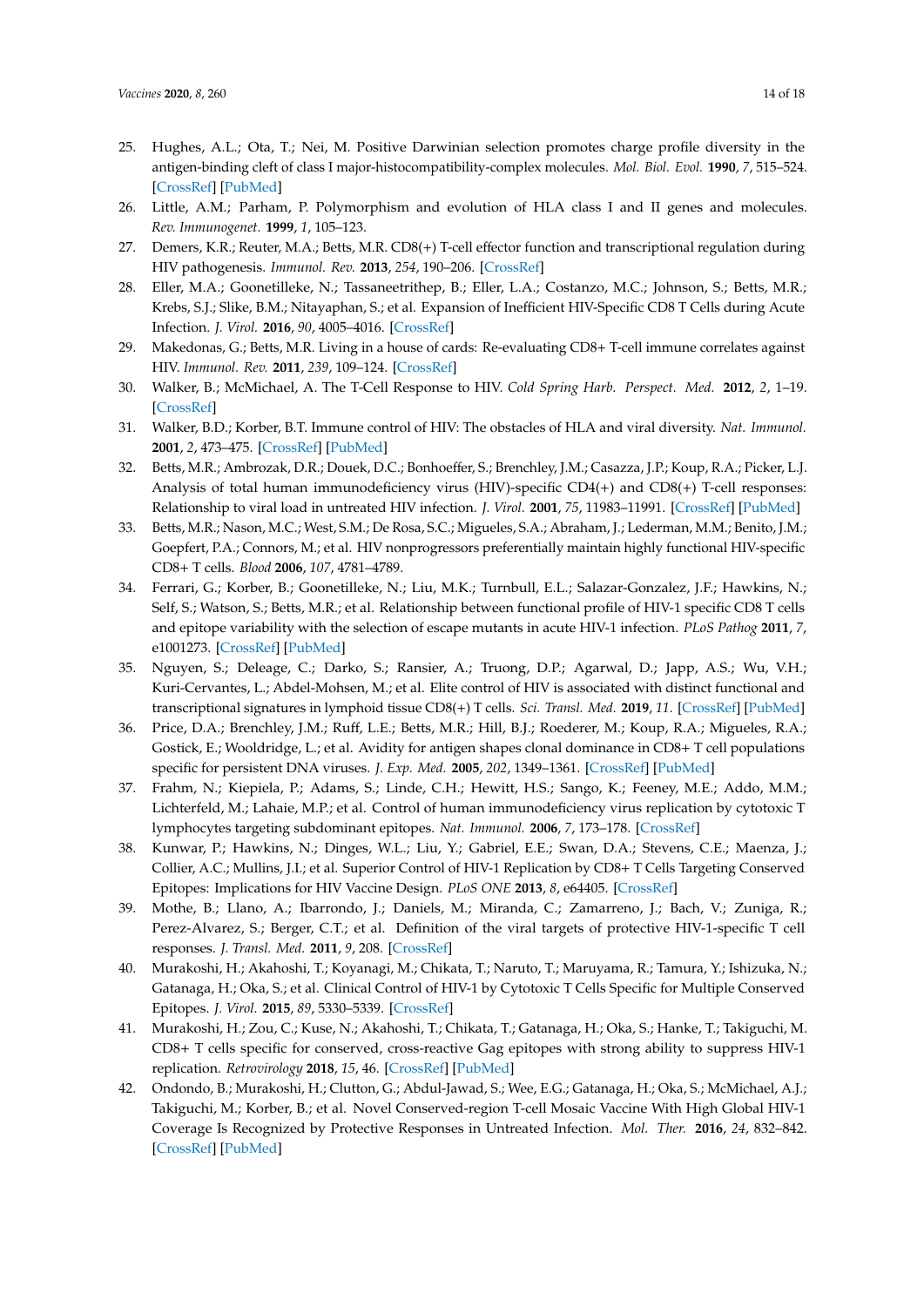25. Hughes, A.L.; Ota, T.; Nei, M. Positive Darwinian selection promotes charge profile diversity in the antigen-binding cleft of class I major-histocompatibility-complex molecules. *Mol. Biol. Evol.* **1990**, *7*, 515–524. [CrossRef] [PubMed]
26. Little, A.M.; Parham, P. Polymorphism and evolution of HLA class I and II genes and molecules. *Rev. Immunogenet.* **1999**, *1*, 105–123.
27. Demers, K.R.; Reuter, M.A.; Betts, M.R. CD8(+) T-cell effector function and transcriptional regulation during HIV pathogenesis. *Immunol. Rev.* **2013**, *254*, 190–206. [CrossRef]
28. Eller, M.A.; Goonetilleke, N.; Tassaneetrithep, B.; Eller, L.A.; Costanzo, M.C.; Johnson, S.; Betts, M.R.; Krebs, S.J.; Slike, B.M.; Nitayaphan, S.; et al. Expansion of Inefficient HIV-Specific CD8 T Cells during Acute Infection. *J. Virol.* **2016**, *90*, 4005–4016. [CrossRef]
29. Makedonas, G.; Betts, M.R. Living in a house of cards: Re-evaluating CD8+ T-cell immune correlates against HIV. *Immunol. Rev.* **2011**, *239*, 109–124. [CrossRef]
30. Walker, B.; McMichael, A. The T-Cell Response to HIV. *Cold Spring Harb. Perspect. Med.* **2012**, *2*, 1–19. [CrossRef]
31. Walker, B.D.; Korber, B.T. Immune control of HIV: The obstacles of HLA and viral diversity. *Nat. Immunol.* **2001**, *2*, 473–475. [CrossRef] [PubMed]
32. Betts, M.R.; Ambrozak, D.R.; Douek, D.C.; Bonhoeffer, S.; Brenchley, J.M.; Casazza, J.P.; Koup, R.A.; Picker, L.J. Analysis of total human immunodeficiency virus (HIV)-specific CD4(+) and CD8(+) T-cell responses: Relationship to viral load in untreated HIV infection. *J. Virol.* **2001**, *75*, 11983–11991. [CrossRef] [PubMed]
33. Betts, M.R.; Nason, M.C.; West, S.M.; De Rosa, S.C.; Migueles, S.A.; Abraham, J.; Lederman, M.M.; Benito, J.M.; Goepfert, P.A.; Connors, M.; et al. HIV nonprogressors preferentially maintain highly functional HIV-specific CD8+ T cells. *Blood* **2006**, *107*, 4781–4789.
34. Ferrari, G.; Korber, B.; Goonetilleke, N.; Liu, M.K.; Turnbull, E.L.; Salazar-Gonzalez, J.F.; Hawkins, N.; Self, S.; Watson, S.; Betts, M.R.; et al. Relationship between functional profile of HIV-1 specific CD8 T cells and epitope variability with the selection of escape mutants in acute HIV-1 infection. *PLoS Pathog* **2011**, *7*, e1001273. [CrossRef] [PubMed]
35. Nguyen, S.; Deleage, C.; Darko, S.; Ransier, A.; Truong, D.P.; Agarwal, D.; Japp, A.S.; Wu, V.H.; Kuri-Cervantes, L.; Abdel-Mohsen, M.; et al. Elite control of HIV is associated with distinct functional and transcriptional signatures in lymphoid tissue CD8(+) T cells. *Sci. Transl. Med.* **2019**, *11*. [CrossRef] [PubMed]
36. Price, D.A.; Brenchley, J.M.; Ruff, L.E.; Betts, M.R.; Hill, B.J.; Roederer, M.; Koup, R.A.; Migueles, R.A.; Gostick, E.; Wooldridge, L.; et al. Avidity for antigen shapes clonal dominance in CD8+ T cell populations specific for persistent DNA viruses. *J. Exp. Med.* **2005**, *202*, 1349–1361. [CrossRef] [PubMed]
37. Frahm, N.; Kiepiela, P.; Adams, S.; Linde, C.H.; Hewitt, H.S.; Sango, K.; Feeney, M.E.; Addo, M.M.; Lichterfeld, M.; Lahaie, M.P.; et al. Control of human immunodeficiency virus replication by cytotoxic T lymphocytes targeting subdominant epitopes. *Nat. Immunol.* **2006**, *7*, 173–178. [CrossRef]
38. Kunwar, P.; Hawkins, N.; Dinges, W.L.; Liu, Y.; Gabriel, E.E.; Swan, D.A.; Stevens, C.E.; Maenza, J.; Collier, A.C.; Mullins, J.I.; et al. Superior Control of HIV-1 Replication by CD8+ T Cells Targeting Conserved Epitopes: Implications for HIV Vaccine Design. *PLoS ONE* **2013**, *8*, e64405. [CrossRef]
39. Mothe, B.; Llano, A.; Ibarrondo, J.; Daniels, M.; Miranda, C.; Zamarreno, J.; Bach, V.; Zuniga, R.; Perez-Alvarez, S.; Berger, C.T.; et al. Definition of the viral targets of protective HIV-1-specific T cell responses. *J. Transl. Med.* **2011**, *9*, 208. [CrossRef]
40. Murakoshi, H.; Akahoshi, T.; Koyanagi, M.; Chikata, T.; Naruto, T.; Maruyama, R.; Tamura, Y.; Ishizuka, N.; Gatanaga, H.; Oka, S.; et al. Clinical Control of HIV-1 by Cytotoxic T Cells Specific for Multiple Conserved Epitopes. *J. Virol.* **2015**, *89*, 5330–5339. [CrossRef]
41. Murakoshi, H.; Zou, C.; Kuse, N.; Akahoshi, T.; Chikata, T.; Gatanaga, H.; Oka, S.; Hanke, T.; Takiguchi, M. CD8+ T cells specific for conserved, cross-reactive Gag epitopes with strong ability to suppress HIV-1 replication. *Retrovirology* **2018**, *15*, 46. [CrossRef] [PubMed]
42. Ondondo, B.; Murakoshi, H.; Clutton, G.; Abdul-Jawad, S.; Wee, E.G.; Gatanaga, H.; Oka, S.; McMichael, A.J.; Takiguchi, M.; Korber, B.; et al. Novel Conserved-region T-cell Mosaic Vaccine With High Global HIV-1 Coverage Is Recognized by Protective Responses in Untreated Infection. *Mol. Ther.* **2016**, *24*, 832–842. [CrossRef] [PubMed]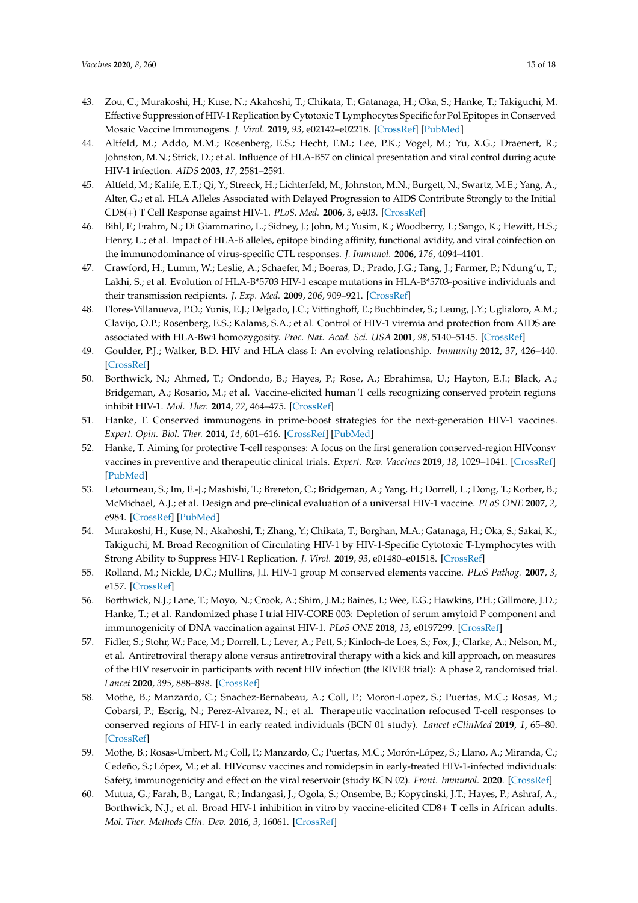43. Zou, C.; Murakoshi, H.; Kuse, N.; Akahoshi, T.; Chikata, T.; Gatanaga, H.; Oka, S.; Hanke, T.; Takiguchi, M. Effective Suppression of HIV-1 Replication by Cytotoxic T Lymphocytes Specific for Pol Epitopes in Conserved Mosaic Vaccine Immunogens. *J. Virol.* **2019**, *93*, e02142–e02218. [CrossRef] [PubMed]
44. Altfeld, M.; Addo, M.M.; Rosenberg, E.S.; Hecht, F.M.; Lee, P.K.; Vogel, M.; Yu, X.G.; Draenert, R.; Johnston, M.N.; Strick, D.; et al. Influence of HLA-B57 on clinical presentation and viral control during acute HIV-1 infection. *AIDS* **2003**, *17*, 2581–2591.
45. Altfeld, M.; Kalife, E.T.; Qi, Y.; Streeck, H.; Lichterfeld, M.; Johnston, M.N.; Burgett, N.; Swartz, M.E.; Yang, A.; Alter, G.; et al. HLA Alleles Associated with Delayed Progression to AIDS Contribute Strongly to the Initial CD8(+) T Cell Response against HIV-1. *PLoS. Med.* **2006**, *3*, e403. [CrossRef]
46. Bihl, F.; Frahm, N.; Di Giammarino, L.; Sidney, J.; John, M.; Yusim, K.; Woodberry, T.; Sango, K.; Hewitt, H.S.; Henry, L.; et al. Impact of HLA-B alleles, epitope binding affinity, functional avidity, and viral coinfection on the immunodominance of virus-specific CTL responses. *J. Immunol.* **2006**, *176*, 4094–4101.
47. Crawford, H.; Lumm, W.; Leslie, A.; Schaefer, M.; Boeras, D.; Prado, J.G.; Tang, J.; Farmer, P.; Ndung'u, T.; Lakhi, S.; et al. Evolution of HLA-B*5703 HIV-1 escape mutations in HLA-B*5703-positive individuals and their transmission recipients. *J. Exp. Med.* **2009**, *206*, 909–921. [CrossRef]
48. Flores-Villanueva, P.O.; Yunis, E.J.; Delgado, J.C.; Vittinghoff, E.; Buchbinder, S.; Leung, J.Y.; Uglialoro, A.M.; Clavijo, O.P.; Rosenberg, E.S.; Kalams, S.A.; et al. Control of HIV-1 viremia and protection from AIDS are associated with HLA-Bw4 homozygosity. *Proc. Nat. Acad. Sci. USA* **2001**, *98*, 5140–5145. [CrossRef]
49. Goulder, P.J.; Walker, B.D. HIV and HLA class I: An evolving relationship. *Immunity* **2012**, *37*, 426–440. [CrossRef]
50. Borthwick, N.; Ahmed, T.; Ondondo, B.; Hayes, P.; Rose, A.; Ebrahimsa, U.; Hayton, E.J.; Black, A.; Bridgeman, A.; Rosario, M.; et al. Vaccine-elicited human T cells recognizing conserved protein regions inhibit HIV-1. *Mol. Ther.* **2014**, *22*, 464–475. [CrossRef]
51. Hanke, T. Conserved immunogens in prime-boost strategies for the next-generation HIV-1 vaccines. *Expert. Opin. Biol. Ther.* **2014**, *14*, 601–616. [CrossRef] [PubMed]
52. Hanke, T. Aiming for protective T-cell responses: A focus on the first generation conserved-region HIVconsv vaccines in preventive and therapeutic clinical trials. *Expert. Rev. Vaccines* **2019**, *18*, 1029–1041. [CrossRef] [PubMed]
53. Letourneau, S.; Im, E.-J.; Mashishi, T.; Brereton, C.; Bridgeman, A.; Yang, H.; Dorrell, L.; Dong, T.; Korber, B.; McMichael, A.J.; et al. Design and pre-clinical evaluation of a universal HIV-1 vaccine. *PLoS ONE* **2007**, *2*, e984. [CrossRef] [PubMed]
54. Murakoshi, H.; Kuse, N.; Akahoshi, T.; Zhang, Y.; Chikata, T.; Borghan, M.A.; Gatanaga, H.; Oka, S.; Sakai, K.; Takiguchi, M. Broad Recognition of Circulating HIV-1 by HIV-1-Specific Cytotoxic T-Lymphocytes with Strong Ability to Suppress HIV-1 Replication. *J. Virol.* **2019**, *93*, e01480–e01518. [CrossRef]
55. Rolland, M.; Nickle, D.C.; Mullins, J.I. HIV-1 group M conserved elements vaccine. *PLoS Pathog.* **2007**, *3*, e157. [CrossRef]
56. Borthwick, N.J.; Lane, T.; Moyo, N.; Crook, A.; Shim, J.M.; Baines, I.; Wee, E.G.; Hawkins, P.H.; Gillmore, J.D.; Hanke, T.; et al. Randomized phase I trial HIV-CORE 003: Depletion of serum amyloid P component and immunogenicity of DNA vaccination against HIV-1. *PLoS ONE* **2018**, *13*, e0197299. [CrossRef]
57. Fidler, S.; Stohr, W.; Pace, M.; Dorrell, L.; Lever, A.; Pett, S.; Kinloch-de Loes, S.; Fox, J.; Clarke, A.; Nelson, M.; et al. Antiretroviral therapy alone versus antiretroviral therapy with a kick and kill approach, on measures of the HIV reservoir in participants with recent HIV infection (the RIVER trial): A phase 2, randomised trial. *Lancet* **2020**, *395*, 888–898. [CrossRef]
58. Mothe, B.; Manzardo, C.; Snachez-Bernabeau, A.; Coll, P.; Moron-Lopez, S.; Puertas, M.C.; Rosas, M.; Cobarsi, P.; Escrig, N.; Perez-Alvarez, N.; et al. Therapeutic vaccination refocused T-cell responses to conserved regions of HIV-1 in early reated individuals (BCN 01 study). *Lancet eClinMed* **2019**, *1*, 65–80. [CrossRef]
59. Mothe, B.; Rosas-Umbert, M.; Coll, P.; Manzardo, C.; Puertas, M.C.; Morón-López, S.; Llano, A.; Miranda, C.; Cedeño, S.; López, M.; et al. HIVconsv vaccines and romidepsin in early-treated HIV-1-infected individuals: Safety, immunogenicity and effect on the viral reservoir (study BCN 02). *Front. Immunol.* **2020**. [CrossRef]
60. Mutua, G.; Farah, B.; Langat, R.; Indangasi, J.; Ogola, S.; Onsembe, B.; Kopycinski, J.T.; Hayes, P.; Ashraf, A.; Borthwick, N.J.; et al. Broad HIV-1 inhibition in vitro by vaccine-elicited CD8+ T cells in African adults. *Mol. Ther. Methods Clin. Dev.* **2016**, *3*, 16061. [CrossRef]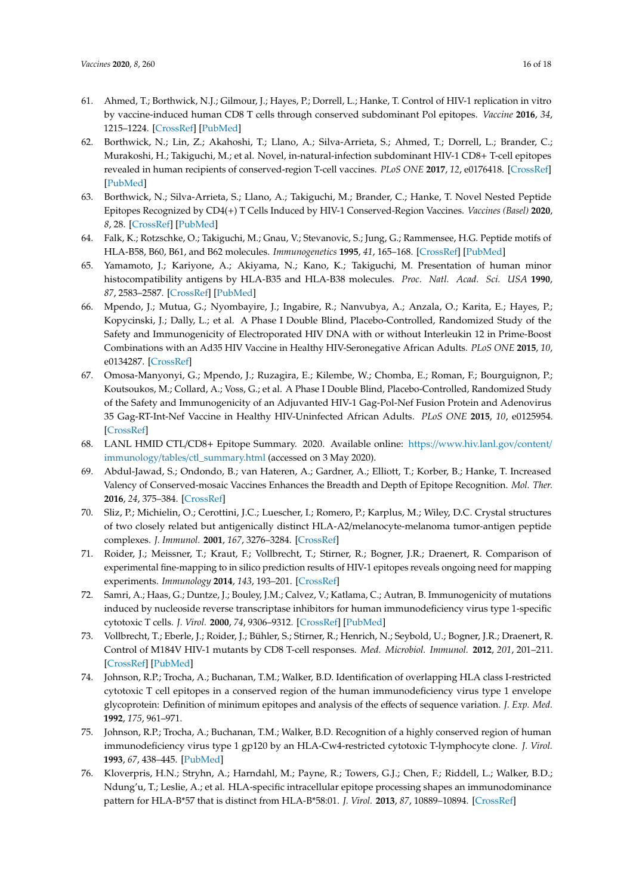61. Ahmed, T.; Borthwick, N.J.; Gilmour, J.; Hayes, P.; Dorrell, L.; Hanke, T. Control of HIV-1 replication in vitro by vaccine-induced human CD8 T cells through conserved subdominant Pol epitopes. *Vaccine* **2016**, *34*, 1215–1224. [CrossRef] [PubMed]
62. Borthwick, N.; Lin, Z.; Akahoshi, T.; Llano, A.; Silva-Arrieta, S.; Ahmed, T.; Dorrell, L.; Brander, C.; Murakoshi, H.; Takiguchi, M.; et al. Novel, in-natural-infection subdominant HIV-1 CD8+ T-cell epitopes revealed in human recipients of conserved-region T-cell vaccines. *PLoS ONE* **2017**, *12*, e0176418. [CrossRef] [PubMed]
63. Borthwick, N.; Silva-Arrieta, S.; Llano, A.; Takiguchi, M.; Brander, C.; Hanke, T. Novel Nested Peptide Epitopes Recognized by CD4(+) T Cells Induced by HIV-1 Conserved-Region Vaccines. *Vaccines (Basel)* **2020**, *8*, 28. [CrossRef] [PubMed]
64. Falk, K.; Rotzschke, O.; Takiguchi, M.; Gnau, V.; Stevanovic, S.; Jung, G.; Rammensee, H.G. Peptide motifs of HLA-B58, B60, B61, and B62 molecules. *Immunogenetics* **1995**, *41*, 165–168. [CrossRef] [PubMed]
65. Yamamoto, J.; Kariyone, A.; Akiyama, N.; Kano, K.; Takiguchi, M. Presentation of human minor histocompatibility antigens by HLA-B35 and HLA-B38 molecules. *Proc. Natl. Acad. Sci. USA* **1990**, *87*, 2583–2587. [CrossRef] [PubMed]
66. Mpendo, J.; Mutua, G.; Nyombayire, J.; Ingabire, R.; Nanvubya, A.; Anzala, O.; Karita, E.; Hayes, P.; Kopycinski, J.; Dally, L.; et al. A Phase I Double Blind, Placebo-Controlled, Randomized Study of the Safety and Immunogenicity of Electroporated HIV DNA with or without Interleukin 12 in Prime-Boost Combinations with an Ad35 HIV Vaccine in Healthy HIV-Seronegative African Adults. *PLoS ONE* **2015**, *10*, e0134287. [CrossRef]
67. Omosa-Manyonyi, G.; Mpendo, J.; Ruzagira, E.; Kilembe, W.; Chomba, E.; Roman, F.; Bourguignon, P.; Koutsoukos, M.; Collard, A.; Voss, G.; et al. A Phase I Double Blind, Placebo-Controlled, Randomized Study of the Safety and Immunogenicity of an Adjuvanted HIV-1 Gag-Pol-Nef Fusion Protein and Adenovirus 35 Gag-RT-Int-Nef Vaccine in Healthy HIV-Uninfected African Adults. *PLoS ONE* **2015**, *10*, e0125954. [CrossRef]
68. LANL HMID CTL/CD8+ Epitope Summary. 2020. Available online: https://www.hiv.lanl.gov/content/immunology/tables/ctl_summary.html (accessed on 3 May 2020).
69. Abdul-Jawad, S.; Ondondo, B.; van Hateren, A.; Gardner, A.; Elliott, T.; Korber, B.; Hanke, T. Increased Valency of Conserved-mosaic Vaccines Enhances the Breadth and Depth of Epitope Recognition. *Mol. Ther.* **2016**, *24*, 375–384. [CrossRef]
70. Sliz, P.; Michielin, O.; Cerottini, J.C.; Luescher, I.; Romero, P.; Karplus, M.; Wiley, D.C. Crystal structures of two closely related but antigenically distinct HLA-A2/melanocyte-melanoma tumor-antigen peptide complexes. *J. Immunol.* **2001**, *167*, 3276–3284. [CrossRef]
71. Roider, J.; Meissner, T.; Kraut, F.; Vollbrecht, T.; Stirner, R.; Bogner, J.R.; Draenert, R. Comparison of experimental fine-mapping to in silico prediction results of HIV-1 epitopes reveals ongoing need for mapping experiments. *Immunology* **2014**, *143*, 193–201. [CrossRef]
72. Samri, A.; Haas, G.; Duntze, J.; Bouley, J.M.; Calvez, V.; Katlama, C.; Autran, B. Immunogenicity of mutations induced by nucleoside reverse transcriptase inhibitors for human immunodeficiency virus type 1-specific cytotoxic T cells. *J. Virol.* **2000**, *74*, 9306–9312. [CrossRef] [PubMed]
73. Vollbrecht, T.; Eberle, J.; Roider, J.; Bühler, S.; Stirner, R.; Henrich, N.; Seybold, U.; Bogner, J.R.; Draenert, R. Control of M184V HIV-1 mutants by CD8 T-cell responses. *Med. Microbiol. Immunol.* **2012**, *201*, 201–211. [CrossRef] [PubMed]
74. Johnson, R.P.; Trocha, A.; Buchanan, T.M.; Walker, B.D. Identification of overlapping HLA class I-restricted cytotoxic T cell epitopes in a conserved region of the human immunodeficiency virus type 1 envelope glycoprotein: Definition of minimum epitopes and analysis of the effects of sequence variation. *J. Exp. Med.* **1992**, *175*, 961–971.
75. Johnson, R.P.; Trocha, A.; Buchanan, T.M.; Walker, B.D. Recognition of a highly conserved region of human immunodeficiency virus type 1 gp120 by an HLA-Cw4-restricted cytotoxic T-lymphocyte clone. *J. Virol.* **1993**, *67*, 438–445. [PubMed]
76. Kloverpris, H.N.; Stryhn, A.; Harndahl, M.; Payne, R.; Towers, G.J.; Chen, F.; Riddell, L.; Walker, B.D.; Ndung'u, T.; Leslie, A.; et al. HLA-specific intracellular epitope processing shapes an immunodominance pattern for HLA-B*57 that is distinct from HLA-B*58:01. *J. Virol.* **2013**, *87*, 10889–10894. [CrossRef]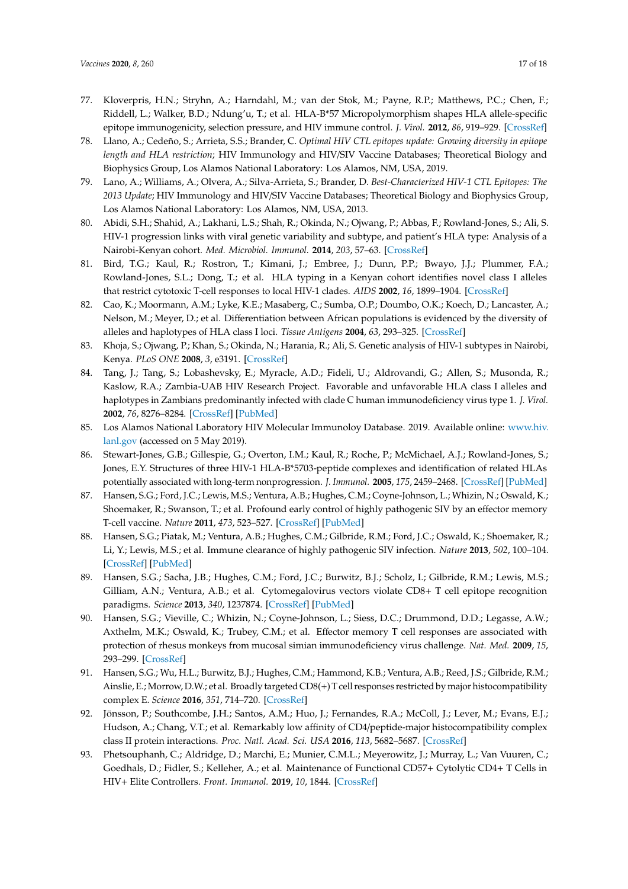77. Kloverpris, H.N.; Stryhn, A.; Harndahl, M.; van der Stok, M.; Payne, R.P.; Matthews, P.C.; Chen, F.; Riddell, L.; Walker, B.D.; Ndung'u, T.; et al. HLA-B*57 Micropolymorphism shapes HLA allele-specific epitope immunogenicity, selection pressure, and HIV immune control. *J. Virol.* **2012**, *86*, 919–929. [CrossRef]
78. Llano, A.; Cedeño, S.; Arrieta, S.S.; Brander, C. *Optimal HIV CTL epitopes update: Growing diversity in epitope length and HLA restriction*; HIV Immunology and HIV/SIV Vaccine Databases; Theoretical Biology and Biophysics Group, Los Alamos National Laboratory: Los Alamos, NM, USA, 2019.
79. Lano, A.; Williams, A.; Olvera, A.; Silva-Arrieta, S.; Brander, D. *Best-Characterized HIV-1 CTL Epitopes: The 2013 Update*; HIV Immunology and HIV/SIV Vaccine Databases; Theoretical Biology and Biophysics Group, Los Alamos National Laboratory: Los Alamos, NM, USA, 2013.
80. Abidi, S.H.; Shahid, A.; Lakhani, L.S.; Shah, R.; Okinda, N.; Ojwang, P.; Abbas, F.; Rowland-Jones, S.; Ali, S. HIV-1 progression links with viral genetic variability and subtype, and patient's HLA type: Analysis of a Nairobi-Kenyan cohort. *Med. Microbiol. Immunol.* **2014**, *203*, 57–63. [CrossRef]
81. Bird, T.G.; Kaul, R.; Rostron, T.; Kimani, J.; Embree, J.; Dunn, P.P.; Bwayo, J.J.; Plummer, F.A.; Rowland-Jones, S.L.; Dong, T.; et al. HLA typing in a Kenyan cohort identifies novel class I alleles that restrict cytotoxic T-cell responses to local HIV-1 clades. *AIDS* **2002**, *16*, 1899–1904. [CrossRef]
82. Cao, K.; Moormann, A.M.; Lyke, K.E.; Masaberg, C.; Sumba, O.P.; Doumbo, O.K.; Koech, D.; Lancaster, A.; Nelson, M.; Meyer, D.; et al. Differentiation between African populations is evidenced by the diversity of alleles and haplotypes of HLA class I loci. *Tissue Antigens* **2004**, *63*, 293–325. [CrossRef]
83. Khoja, S.; Ojwang, P.; Khan, S.; Okinda, N.; Harania, R.; Ali, S. Genetic analysis of HIV-1 subtypes in Nairobi, Kenya. *PLoS ONE* **2008**, *3*, e3191. [CrossRef]
84. Tang, J.; Tang, S.; Lobashevsky, E.; Myracle, A.D.; Fideli, U.; Aldrovandi, G.; Allen, S.; Musonda, R.; Kaslow, R.A.; Zambia-UAB HIV Research Project. Favorable and unfavorable HLA class I alleles and haplotypes in Zambians predominantly infected with clade C human immunodeficiency virus type 1. *J. Virol.* **2002**, *76*, 8276–8284. [CrossRef] [PubMed]
85. Los Alamos National Laboratory HIV Molecular Immunoloy Database. 2019. Available online: www.hiv.lanl.gov (accessed on 5 May 2019).
86. Stewart-Jones, G.B.; Gillespie, G.; Overton, I.M.; Kaul, R.; Roche, P.; McMichael, A.J.; Rowland-Jones, S.; Jones, E.Y. Structures of three HIV-1 HLA-B*5703-peptide complexes and identification of related HLAs potentially associated with long-term nonprogression. *J. Immunol.* **2005**, *175*, 2459–2468. [CrossRef] [PubMed]
87. Hansen, S.G.; Ford, J.C.; Lewis, M.S.; Ventura, A.B.; Hughes, C.M.; Coyne-Johnson, L.; Whizin, N.; Oswald, K.; Shoemaker, R.; Swanson, T.; et al. Profound early control of highly pathogenic SIV by an effector memory T-cell vaccine. *Nature* **2011**, *473*, 523–527. [CrossRef] [PubMed]
88. Hansen, S.G.; Piatak, M.; Ventura, A.B.; Hughes, C.M.; Gilbride, R.M.; Ford, J.C.; Oswald, K.; Shoemaker, R.; Li, Y.; Lewis, M.S.; et al. Immune clearance of highly pathogenic SIV infection. *Nature* **2013**, *502*, 100–104. [CrossRef] [PubMed]
89. Hansen, S.G.; Sacha, J.B.; Hughes, C.M.; Ford, J.C.; Burwitz, B.J.; Scholz, I.; Gilbride, R.M.; Lewis, M.S.; Gilliam, A.N.; Ventura, A.B.; et al. Cytomegalovirus vectors violate CD8+ T cell epitope recognition paradigms. *Science* **2013**, *340*, 1237874. [CrossRef] [PubMed]
90. Hansen, S.G.; Vieville, C.; Whizin, N.; Coyne-Johnson, L.; Siess, D.C.; Drummond, D.D.; Legasse, A.W.; Axthelm, M.K.; Oswald, K.; Trubey, C.M.; et al. Effector memory T cell responses are associated with protection of rhesus monkeys from mucosal simian immunodeficiency virus challenge. *Nat. Med.* **2009**, *15*, 293–299. [CrossRef]
91. Hansen, S.G.; Wu, H.L.; Burwitz, B.J.; Hughes, C.M.; Hammond, K.B.; Ventura, A.B.; Reed, J.S.; Gilbride, R.M.; Ainslie, E.; Morrow, D.W.; et al. Broadly targeted CD8(+) T cell responses restricted by major histocompatibility complex E. *Science* **2016**, *351*, 714–720. [CrossRef]
92. Jönsson, P.; Southcombe, J.H.; Santos, A.M.; Huo, J.; Fernandes, R.A.; McColl, J.; Lever, M.; Evans, E.J.; Hudson, A.; Chang, V.T.; et al. Remarkably low affinity of CD4/peptide-major histocompatibility complex class II protein interactions. *Proc. Natl. Acad. Sci. USA* **2016**, *113*, 5682–5687. [CrossRef]
93. Phetsouphanh, C.; Aldridge, D.; Marchi, E.; Munier, C.M.L.; Meyerowitz, J.; Murray, L.; Van Vuuren, C.; Goedhals, D.; Fidler, S.; Kelleher, A.; et al. Maintenance of Functional CD57+ Cytolytic CD4+ T Cells in HIV+ Elite Controllers. *Front. Immunol.* **2019**, *10*, 1844. [CrossRef]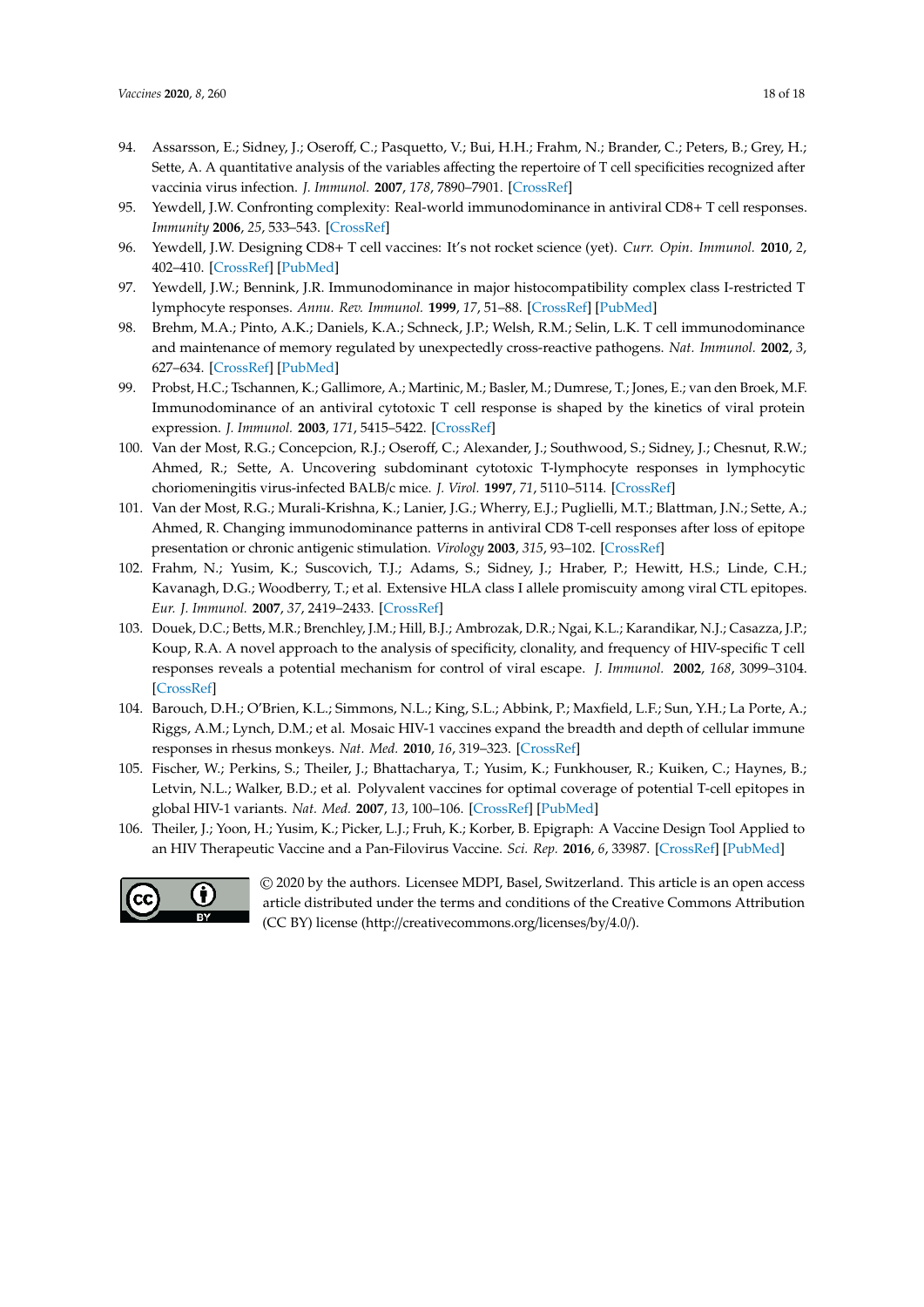94. Assarsson, E.; Sidney, J.; Oseroff, C.; Pasquetto, V.; Bui, H.H.; Frahm, N.; Brander, C.; Peters, B.; Grey, H.; Sette, A. A quantitative analysis of the variables affecting the repertoire of T cell specificities recognized after vaccinia virus infection. *J. Immunol.* **2007**, *178*, 7890–7901. [CrossRef]
95. Yewdell, J.W. Confronting complexity: Real-world immunodominance in antiviral CD8+ T cell responses. *Immunity* **2006**, *25*, 533–543. [CrossRef]
96. Yewdell, J.W. Designing CD8+ T cell vaccines: It's not rocket science (yet). *Curr. Opin. Immunol.* **2010**, *2*, 402–410. [CrossRef] [PubMed]
97. Yewdell, J.W.; Bennink, J.R. Immunodominance in major histocompatibility complex class I-restricted T lymphocyte responses. *Annu. Rev. Immunol.* **1999**, *17*, 51–88. [CrossRef] [PubMed]
98. Brehm, M.A.; Pinto, A.K.; Daniels, K.A.; Schneck, J.P.; Welsh, R.M.; Selin, L.K. T cell immunodominance and maintenance of memory regulated by unexpectedly cross-reactive pathogens. *Nat. Immunol.* **2002**, *3*, 627–634. [CrossRef] [PubMed]
99. Probst, H.C.; Tschannen, K.; Gallimore, A.; Martinic, M.; Basler, M.; Dumrese, T.; Jones, E.; van den Broek, M.F. Immunodominance of an antiviral cytotoxic T cell response is shaped by the kinetics of viral protein expression. *J. Immunol.* **2003**, *171*, 5415–5422. [CrossRef]
100. Van der Most, R.G.; Concepcion, R.J.; Oseroff, C.; Alexander, J.; Southwood, S.; Sidney, J.; Chesnut, R.W.; Ahmed, R.; Sette, A. Uncovering subdominant cytotoxic T-lymphocyte responses in lymphocytic choriomeningitis virus-infected BALB/c mice. *J. Virol.* **1997**, *71*, 5110–5114. [CrossRef]
101. Van der Most, R.G.; Murali-Krishna, K.; Lanier, J.G.; Wherry, E.J.; Puglielli, M.T.; Blattman, J.N.; Sette, A.; Ahmed, R. Changing immunodominance patterns in antiviral CD8 T-cell responses after loss of epitope presentation or chronic antigenic stimulation. *Virology* **2003**, *315*, 93–102. [CrossRef]
102. Frahm, N.; Yusim, K.; Suscovich, T.J.; Adams, S.; Sidney, J.; Hraber, P.; Hewitt, H.S.; Linde, C.H.; Kavanagh, D.G.; Woodberry, T.; et al. Extensive HLA class I allele promiscuity among viral CTL epitopes. *Eur. J. Immunol.* **2007**, *37*, 2419–2433. [CrossRef]
103. Douek, D.C.; Betts, M.R.; Brenchley, J.M.; Hill, B.J.; Ambrozak, D.R.; Ngai, K.L.; Karandikar, N.J.; Casazza, J.P.; Koup, R.A. A novel approach to the analysis of specificity, clonality, and frequency of HIV-specific T cell responses reveals a potential mechanism for control of viral escape. *J. Immunol.* **2002**, *168*, 3099–3104. [CrossRef]
104. Barouch, D.H.; O'Brien, K.L.; Simmons, N.L.; King, S.L.; Abbink, P.; Maxfield, L.F.; Sun, Y.H.; La Porte, A.; Riggs, A.M.; Lynch, D.M.; et al. Mosaic HIV-1 vaccines expand the breadth and depth of cellular immune responses in rhesus monkeys. *Nat. Med.* **2010**, *16*, 319–323. [CrossRef]
105. Fischer, W.; Perkins, S.; Theiler, J.; Bhattacharya, T.; Yusim, K.; Funkhouser, R.; Kuiken, C.; Haynes, B.; Letvin, N.L.; Walker, B.D.; et al. Polyvalent vaccines for optimal coverage of potential T-cell epitopes in global HIV-1 variants. *Nat. Med.* **2007**, *13*, 100–106. [CrossRef] [PubMed]
106. Theiler, J.; Yoon, H.; Yusim, K.; Picker, L.J.; Fruh, K.; Korber, B. Epigraph: A Vaccine Design Tool Applied to an HIV Therapeutic Vaccine and a Pan-Filovirus Vaccine. *Sci. Rep.* **2016**, *6*, 33987. [CrossRef] [PubMed]

© 2020 by the authors. Licensee MDPI, Basel, Switzerland. This article is an open access article distributed under the terms and conditions of the Creative Commons Attribution (CC BY) license (http://creativecommons.org/licenses/by/4.0/).